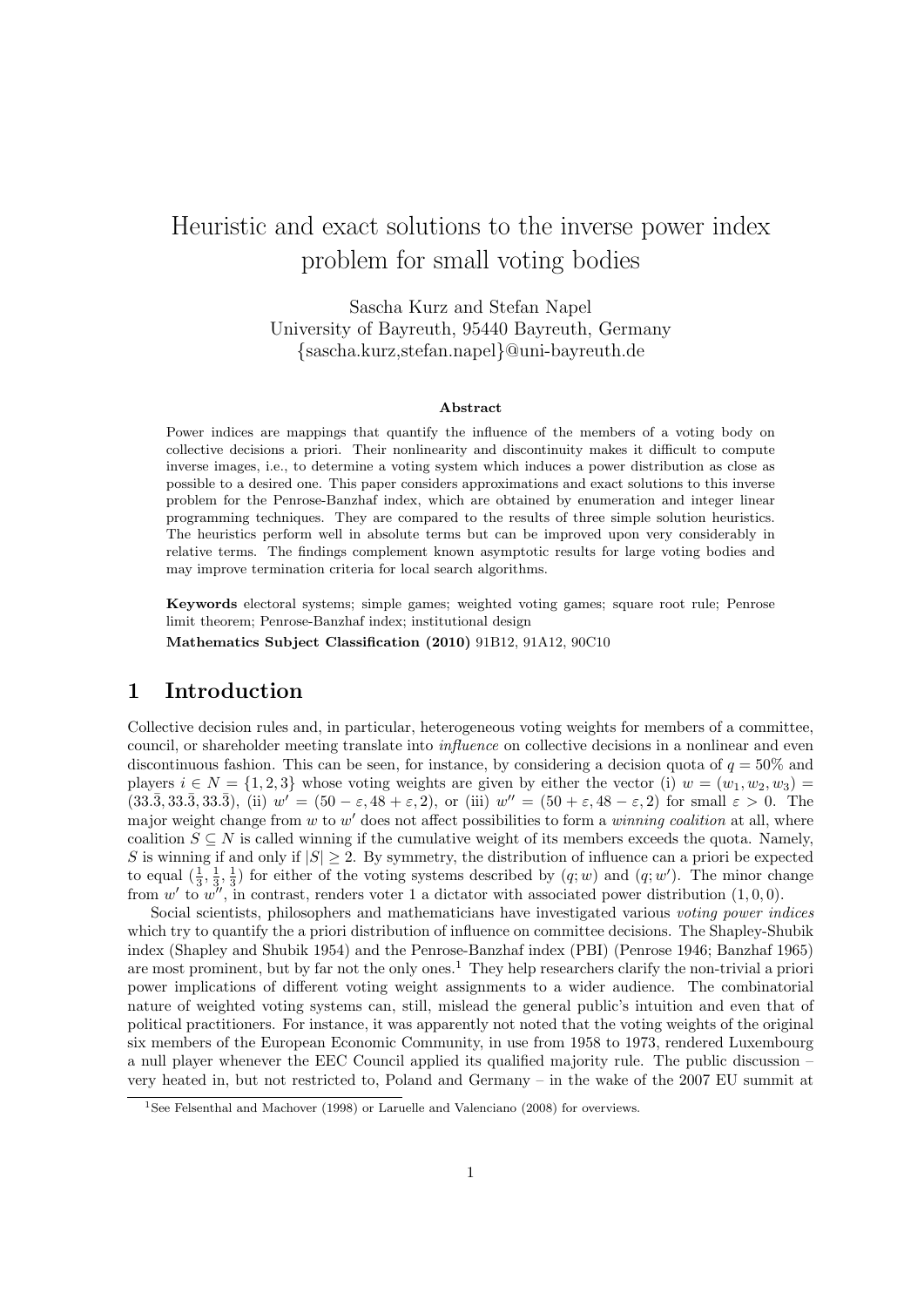# Heuristic and exact solutions to the inverse power index problem for small voting bodies

Sascha Kurz and Stefan Napel
University of Bayreuth, 95440 Bayreuth, Germany
{sascha.kurz,stefan.napel}@uni-bayreuth.de

### Abstract

Power indices are mappings that quantify the influence of the members of a voting body on collective decisions a priori. Their nonlinearity and discontinuity makes it difficult to compute inverse images, i.e., to determine a voting system which induces a power distribution as close as possible to a desired one. This paper considers approximations and exact solutions to this inverse problem for the Penrose-Banzhaf index, which are obtained by enumeration and integer linear programming techniques. They are compared to the results of three simple solution heuristics. The heuristics perform well in absolute terms but can be improved upon very considerably in relative terms. The findings complement known asymptotic results for large voting bodies and may improve termination criteria for local search algorithms.

**Keywords** electoral systems; simple games; weighted voting games; square root rule; Penrose limit theorem; Penrose-Banzhaf index; institutional design

**Mathematics Subject Classification (2010)** 91B12, 91A12, 90C10

## 1 Introduction

Collective decision rules and, in particular, heterogeneous voting weights for members of a committee, council, or shareholder meeting translate into *influence* on collective decisions in a nonlinear and even discontinuous fashion. This can be seen, for instance, by considering a decision quota of $q = 50\%$ and players $i \in N = \{1, 2, 3\}$ whose voting weights are given by either the vector (i) $w = (w_1, w_2, w_3) = (33.\bar{3}, 33.\bar{3}, 33.\bar{3})$, (ii) $w' = (50 - \varepsilon, 48 + \varepsilon, 2)$, or (iii) $w'' = (50 + \varepsilon, 48 - \varepsilon, 2)$ for small $\varepsilon > 0$. The major weight change from $w$ to $w'$ does not affect possibilities to form a *winning coalition* at all, where coalition $S \subseteq N$ is called winning if the cumulative weight of its members exceeds the quota. Namely, $S$ is winning if and only if $|S| \geq 2$. By symmetry, the distribution of influence can a priori be expected to equal $(\frac{1}{3}, \frac{1}{3}, \frac{1}{3})$ for either of the voting systems described by $(q; w)$ and $(q; w')$. The minor change from $w'$ to $w''$, in contrast, renders voter 1 a dictator with associated power distribution $(1, 0, 0)$.

Social scientists, philosophers and mathematicians have investigated various *voting power indices* which try to quantify the a priori distribution of influence on committee decisions. The Shapley-Shubik index (Shapley and Shubik 1954) and the Penrose-Banzhaf index (PBI) (Penrose 1946; Banzhaf 1965) are most prominent, but by far not the only ones.[1] They help researchers clarify the non-trivial a priori power implications of different voting weight assignments to a wider audience. The combinatorial nature of weighted voting systems can, still, mislead the general public's intuition and even that of political practitioners. For instance, it was apparently not noted that the voting weights of the original six members of the European Economic Community, in use from 1958 to 1973, rendered Luxembourg a null player whenever the EEC Council applied its qualified majority rule. The public discussion – very heated in, but not restricted to, Poland and Germany – in the wake of the 2007 EU summit at

[1] See Felsenthal and Machover (1998) or Laruelle and Valenciano (2008) for overviews.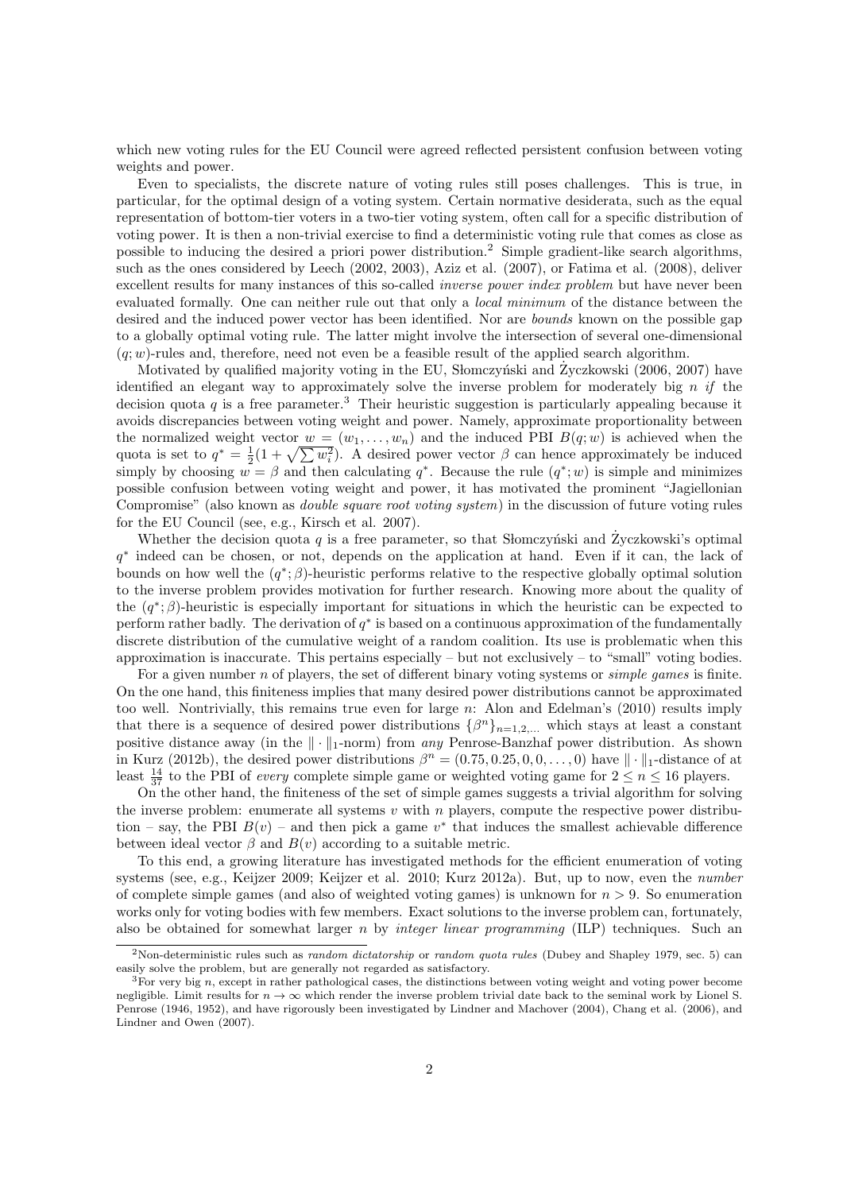which new voting rules for the EU Council were agreed reflected persistent confusion between voting weights and power.

Even to specialists, the discrete nature of voting rules still poses challenges. This is true, in particular, for the optimal design of a voting system. Certain normative desiderata, such as the equal representation of bottom-tier voters in a two-tier voting system, often call for a specific distribution of voting power. It is then a non-trivial exercise to find a deterministic voting rule that comes as close as possible to inducing the desired a priori power distribution.[2] Simple gradient-like search algorithms, such as the ones considered by Leech (2002, 2003), Aziz et al. (2007), or Fatima et al. (2008), deliver excellent results for many instances of this so-called *inverse power index problem* but have never been evaluated formally. One can neither rule out that only a *local minimum* of the distance between the desired and the induced power vector has been identified. Nor are *bounds* known on the possible gap to a globally optimal voting rule. The latter might involve the intersection of several one-dimensional $(q; w)$-rules and, therefore, need not even be a feasible result of the applied search algorithm.

Motivated by qualified majority voting in the EU, Słomczyński and Życzkowski (2006, 2007) have identified an elegant way to approximately solve the inverse problem for moderately big $n$ *if* the decision quota $q$ is a free parameter.[3] Their heuristic suggestion is particularly appealing because it avoids discrepancies between voting weight and power. Namely, approximate proportionality between the normalized weight vector $w = (w_1, \ldots, w_n)$ and the induced PBI $B(q; w)$ is achieved when the quota is set to $q^* = \frac{1}{2}(1 + \sqrt{\sum w_i^2})$. A desired power vector $\beta$ can hence approximately be induced simply by choosing $w = \beta$ and then calculating $q^*$. Because the rule $(q^*; w)$ is simple and minimizes possible confusion between voting weight and power, it has motivated the prominent "Jagiellonian Compromise" (also known as *double square root voting system*) in the discussion of future voting rules for the EU Council (see, e.g., Kirsch et al. 2007).

Whether the decision quota $q$ is a free parameter, so that Słomczyński and Życzkowski's optimal $q^*$ indeed can be chosen, or not, depends on the application at hand. Even if it can, the lack of bounds on how well the $(q^*; \beta)$-heuristic performs relative to the respective globally optimal solution to the inverse problem provides motivation for further research. Knowing more about the quality of the $(q^*; \beta)$-heuristic is especially important for situations in which the heuristic can be expected to perform rather badly. The derivation of $q^*$ is based on a continuous approximation of the fundamentally discrete distribution of the cumulative weight of a random coalition. Its use is problematic when this approximation is inaccurate. This pertains especially – but not exclusively – to "small" voting bodies.

For a given number $n$ of players, the set of different binary voting systems or *simple games* is finite. On the one hand, this finiteness implies that many desired power distributions cannot be approximated too well. Nontrivially, this remains true even for large $n$: Alon and Edelman's (2010) results imply that there is a sequence of desired power distributions $\{\beta^n\}_{n=1,2,\ldots}$ which stays at least a constant positive distance away (in the $\|\cdot\|_1$-norm) from *any* Penrose-Banzhaf power distribution. As shown in Kurz (2012b), the desired power distributions $\beta^n = (0.75, 0.25, 0, 0, \ldots, 0)$ have $\|\cdot\|_1$-distance of at least $\frac{14}{37}$ to the PBI of *every* complete simple game or weighted voting game for $2 \leq n \leq 16$ players.

On the other hand, the finiteness of the set of simple games suggests a trivial algorithm for solving the inverse problem: enumerate all systems $v$ with $n$ players, compute the respective power distribution – say, the PBI $B(v)$ – and then pick a game $v^*$ that induces the smallest achievable difference between ideal vector $\beta$ and $B(v)$ according to a suitable metric.

To this end, a growing literature has investigated methods for the efficient enumeration of voting systems (see, e.g., Keijzer 2009; Keijzer et al. 2010; Kurz 2012a). But, up to now, even the *number* of complete simple games (and also of weighted voting games) is unknown for $n > 9$. So enumeration works only for voting bodies with few members. Exact solutions to the inverse problem can, fortunately, also be obtained for somewhat larger $n$ by *integer linear programming* (ILP) techniques. Such an

[2] Non-deterministic rules such as *random dictatorship* or *random quota rules* (Dubey and Shapley 1979, sec. 5) can easily solve the problem, but are generally not regarded as satisfactory.

[3] For very big $n$, except in rather pathological cases, the distinctions between voting weight and voting power become negligible. Limit results for $n \to \infty$ which render the inverse problem trivial date back to the seminal work by Lionel S. Penrose (1946, 1952), and have rigorously been investigated by Lindner and Machover (2004), Chang et al. (2006), and Lindner and Owen (2007).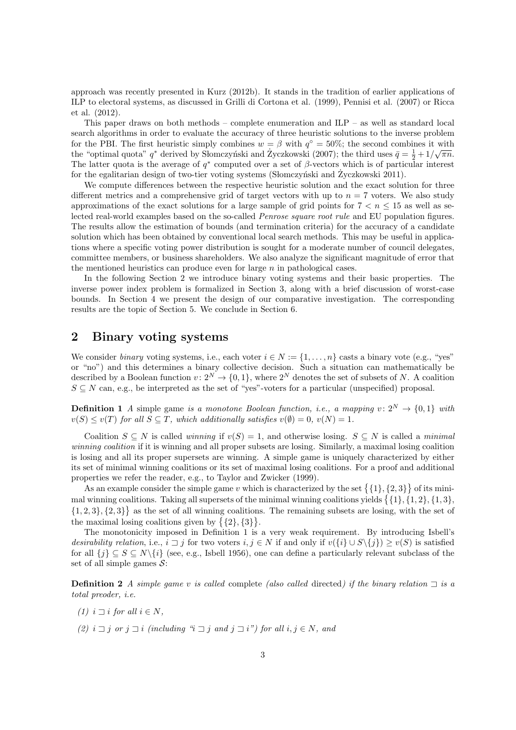approach was recently presented in Kurz (2012b). It stands in the tradition of earlier applications of ILP to electoral systems, as discussed in Grilli di Cortona et al. (1999), Pennisi et al. (2007) or Ricca et al. (2012).

This paper draws on both methods – complete enumeration and ILP – as well as standard local search algorithms in order to evaluate the accuracy of three heuristic solutions to the inverse problem for the PBI. The first heuristic simply combines $w = \beta$ with $q^\circ = 50\%$; the second combines it with the "optimal quota" $q^*$ derived by Słomczyński and Życzkowski (2007); the third uses $\bar{q} = \frac{1}{2} + 1/\sqrt{\pi n}$. The latter quota is the average of $q^*$ computed over a set of $\beta$-vectors which is of particular interest for the egalitarian design of two-tier voting systems (Słomczyński and Życzkowski 2011).

We compute differences between the respective heuristic solution and the exact solution for three different metrics and a comprehensive grid of target vectors with up to $n = 7$ voters. We also study approximations of the exact solutions for a large sample of grid points for $7 < n \leq 15$ as well as selected real-world examples based on the so-called *Penrose square root rule* and EU population figures. The results allow the estimation of bounds (and termination criteria) for the accuracy of a candidate solution which has been obtained by conventional local search methods. This may be useful in applications where a specific voting power distribution is sought for a moderate number of council delegates, committee members, or business shareholders. We also analyze the significant magnitude of error that the mentioned heuristics can produce even for large $n$ in pathological cases.

In the following Section 2 we introduce binary voting systems and their basic properties. The inverse power index problem is formalized in Section 3, along with a brief discussion of worst-case bounds. In Section 4 we present the design of our comparative investigation. The corresponding results are the topic of Section 5. We conclude in Section 6.

## 2 Binary voting systems

We consider *binary* voting systems, i.e., each voter $i \in N := \{1, \ldots, n\}$ casts a binary vote (e.g., "yes" or "no") and this determines a binary collective decision. Such a situation can mathematically be described by a Boolean function $v\colon 2^N \to \{0, 1\}$, where $2^N$ denotes the set of subsets of $N$. A coalition $S \subseteq N$ can, e.g., be interpreted as the set of "yes"-voters for a particular (unspecified) proposal.

**Definition 1** *A* simple game *is a monotone Boolean function, i.e., a mapping $v\colon 2^N \to \{0, 1\}$ with $v(S) \leq v(T)$ for all $S \subseteq T$, which additionally satisfies $v(\emptyset) = 0$, $v(N) = 1$.*

Coalition $S \subseteq N$ is called *winning* if $v(S) = 1$, and otherwise losing. $S \subseteq N$ is called a *minimal winning coalition* if it is winning and all proper subsets are losing. Similarly, a maximal losing coalition is losing and all its proper supersets are winning. A simple game is uniquely characterized by either its set of minimal winning coalitions or its set of maximal losing coalitions. For a proof and additional properties we refer the reader, e.g., to Taylor and Zwicker (1999).

As an example consider the simple game $v$ which is characterized by the set $\big\{\{1\}, \{2, 3\}\big\}$ of its minimal winning coalitions. Taking all supersets of the minimal winning coalitions yields $\big\{\{1\}, \{1, 2\}, \{1, 3\}, \{1, 2, 3\}, \{2, 3\}\big\}$ as the set of all winning coalitions. The remaining subsets are losing, with the set of the maximal losing coalitions given by $\big\{\{2\}, \{3\}\big\}$.

The monotonicity imposed in Definition 1 is a very weak requirement. By introducing Isbell's *desirability relation*, i.e., $i \sqsupset j$ for two voters $i, j \in N$ if and only if $v(\{i\} \cup S \backslash \{j\}) \geq v(S)$ is satisfied for all $\{j\} \subseteq S \subseteq N \backslash \{i\}$ (see, e.g., Isbell 1956), one can define a particularly relevant subclass of the set of all simple games $\mathcal{S}$:

**Definition 2** *A simple game $v$ is called* complete *(also called* directed*) if the binary relation $\sqsupset$ is a total preoder, i.e.*

*(1) $i \sqsupset i$ for all $i \in N$,*

*(2) $i \sqsupset j$ or $j \sqsupset i$ (including "$i \sqsupset j$ and $j \sqsupset i$") for all $i, j \in N$, and*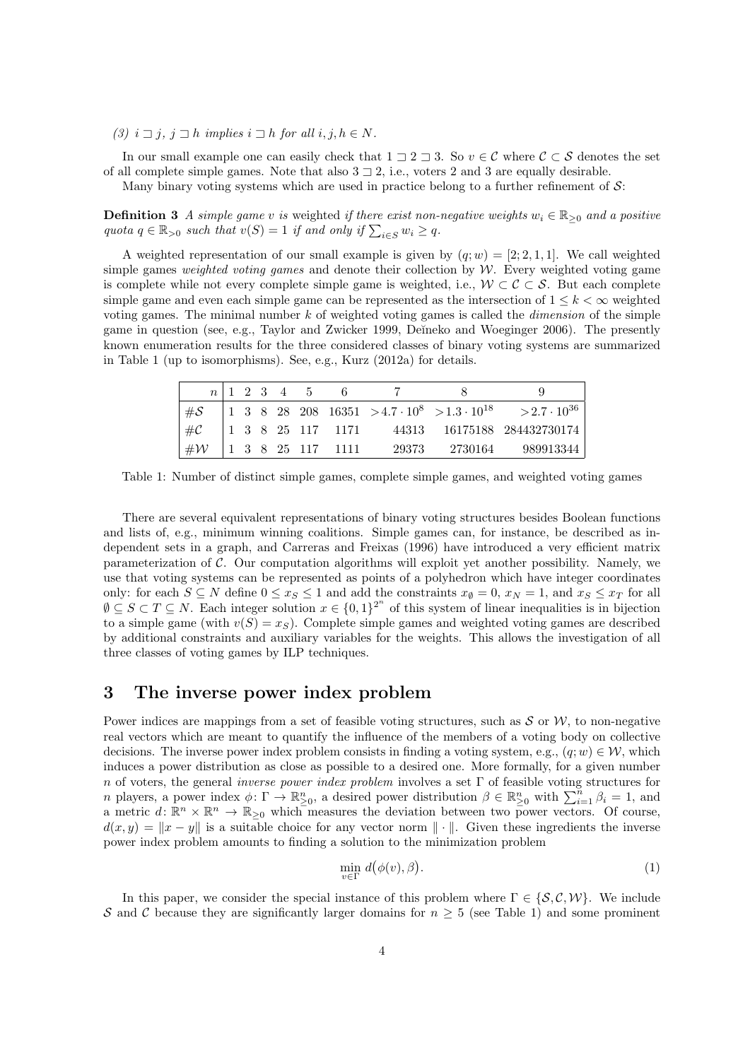(3) $i \sqsupset j$, $j \sqsupset h$ implies $i \sqsupset h$ for all $i, j, h \in N$.

In our small example one can easily check that $1 \sqsupset 2 \sqsupset 3$. So $v \in \mathcal{C}$ where $\mathcal{C} \subset \mathcal{S}$ denotes the set of all complete simple games. Note that also $3 \sqsupset 2$, i.e., voters 2 and 3 are equally desirable.

Many binary voting systems which are used in practice belong to a further refinement of $\mathcal{S}$:

**Definition 3** *A simple game $v$ is* weighted *if there exist non-negative weights $w_i \in \mathbb{R}_{\geq 0}$ and a positive quota $q \in \mathbb{R}_{>0}$ such that $v(S) = 1$ if and only if $\sum_{i \in S} w_i \geq q$.*

A weighted representation of our small example is given by $(q; w) = [2; 2, 1, 1]$. We call weighted simple games *weighted voting games* and denote their collection by $\mathcal{W}$. Every weighted voting game is complete while not every complete simple game is weighted, i.e., $\mathcal{W} \subset \mathcal{C} \subset \mathcal{S}$. But each complete simple game and even each simple game can be represented as the intersection of $1 \leq k < \infty$ weighted voting games. The minimal number $k$ of weighted voting games is called the *dimension* of the simple game in question (see, e.g., Taylor and Zwicker 1999, Deĭneko and Woeginger 2006). The presently known enumeration results for the three considered classes of binary voting systems are summarized in Table 1 (up to isomorphisms). See, e.g., Kurz (2012a) for details.

| $n$ | 1 | 2 | 3 | 4 | 5 | 6 | 7 | 8 | 9 |
|---|---|---|---|---|---|---|---|---|---|
| $\#\mathcal{S}$ | 1 | 3 | 8 | 28 | 208 | 16351 | $>4.7 \cdot 10^8$ | $>1.3 \cdot 10^{18}$ | $>2.7 \cdot 10^{36}$ |
| $\#\mathcal{C}$ | 1 | 3 | 8 | 25 | 117 | 1171 | 44313 | 16175188 | 284432730174 |
| $\#\mathcal{W}$ | 1 | 3 | 8 | 25 | 117 | 1111 | 29373 | 2730164 | 989913344 |

Table 1: Number of distinct simple games, complete simple games, and weighted voting games

There are several equivalent representations of binary voting structures besides Boolean functions and lists of, e.g., minimum winning coalitions. Simple games can, for instance, be described as independent sets in a graph, and Carreras and Freixas (1996) have introduced a very efficient matrix parameterization of $\mathcal{C}$. Our computation algorithms will exploit yet another possibility. Namely, we use that voting systems can be represented as points of a polyhedron which have integer coordinates only: for each $S \subseteq N$ define $0 \leq x_S \leq 1$ and add the constraints $x_\emptyset = 0$, $x_N = 1$, and $x_S \leq x_T$ for all $\emptyset \subseteq S \subset T \subseteq N$. Each integer solution $x \in \{0,1\}^{2^n}$ of this system of linear inequalities is in bijection to a simple game (with $v(S) = x_S$). Complete simple games and weighted voting games are described by additional constraints and auxiliary variables for the weights. This allows the investigation of all three classes of voting games by ILP techniques.

# 3 The inverse power index problem

Power indices are mappings from a set of feasible voting structures, such as $\mathcal{S}$ or $\mathcal{W}$, to non-negative real vectors which are meant to quantify the influence of the members of a voting body on collective decisions. The inverse power index problem consists in finding a voting system, e.g., $(q; w) \in \mathcal{W}$, which induces a power distribution as close as possible to a desired one. More formally, for a given number $n$ of voters, the general *inverse power index problem* involves a set $\Gamma$ of feasible voting structures for $n$ players, a power index $\phi \colon \Gamma \to \mathbb{R}^n_{\geq 0}$, a desired power distribution $\beta \in \mathbb{R}^n_{\geq 0}$ with $\sum_{i=1}^n \beta_i = 1$, and a metric $d \colon \mathbb{R}^n \times \mathbb{R}^n \to \mathbb{R}_{\geq 0}$ which measures the deviation between two power vectors. Of course, $d(x, y) = \|x - y\|$ is a suitable choice for any vector norm $\|\cdot\|$. Given these ingredients the inverse power index problem amounts to finding a solution to the minimization problem

$$\min_{v \in \Gamma} d\big(\phi(v), \beta\big). \tag{1}$$

In this paper, we consider the special instance of this problem where $\Gamma \in \{\mathcal{S}, \mathcal{C}, \mathcal{W}\}$. We include $\mathcal{S}$ and $\mathcal{C}$ because they are significantly larger domains for $n \geq 5$ (see Table 1) and some prominent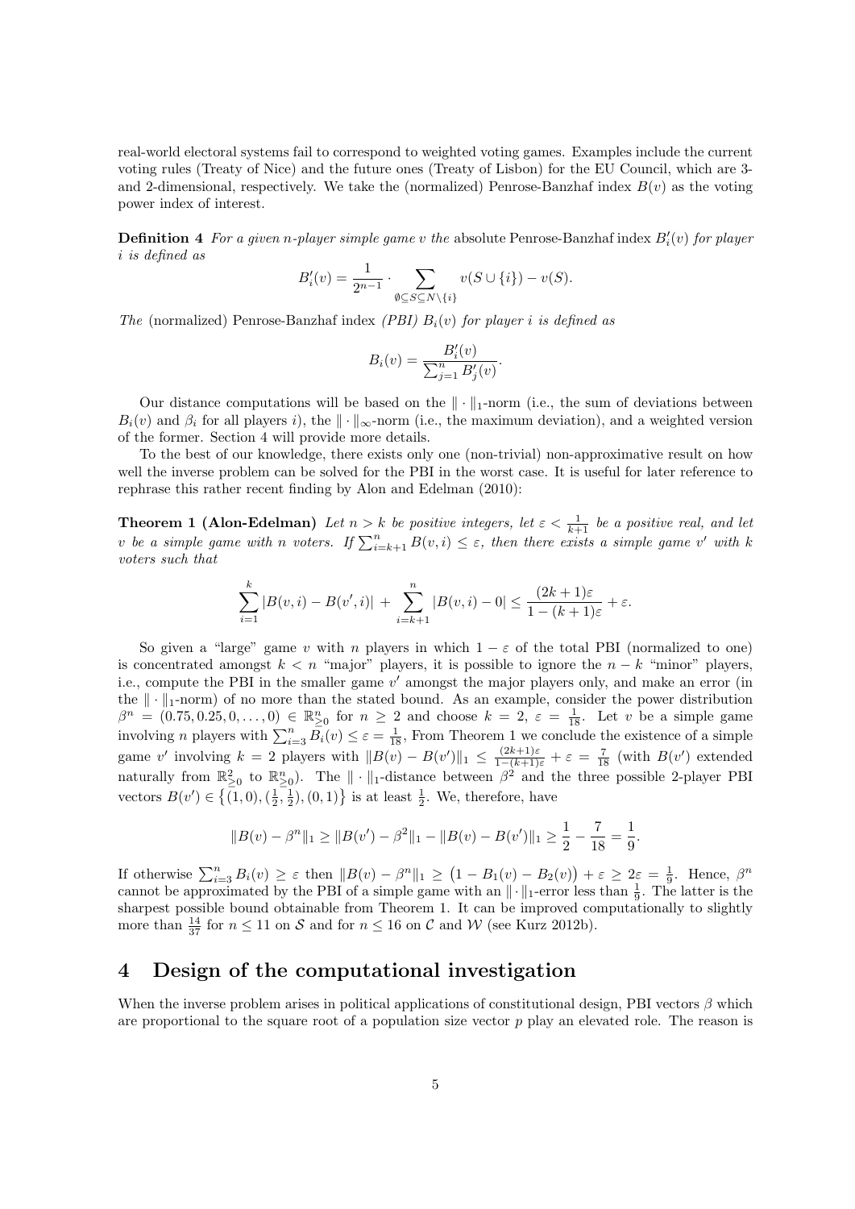real-world electoral systems fail to correspond to weighted voting games. Examples include the current voting rules (Treaty of Nice) and the future ones (Treaty of Lisbon) for the EU Council, which are 3- and 2-dimensional, respectively. We take the (normalized) Penrose-Banzhaf index $B(v)$ as the voting power index of interest.

**Definition 4** *For a given n-player simple game v the* absolute Penrose-Banzhaf index $B'_i(v)$ *for player i is defined as*

$$B'_i(v) = \frac{1}{2^{n-1}} \cdot \sum_{\emptyset \subseteq S \subseteq N \setminus \{i\}} v(S \cup \{i\}) - v(S).$$

*The* (normalized) Penrose-Banzhaf index *(PBI)* $B_i(v)$ *for player i is defined as*

$$B_i(v) = \frac{B'_i(v)}{\sum_{j=1}^{n} B'_j(v)}.$$

Our distance computations will be based on the $\|\cdot\|_1$-norm (i.e., the sum of deviations between $B_i(v)$ and $\beta_i$ for all players $i$), the $\|\cdot\|_\infty$-norm (i.e., the maximum deviation), and a weighted version of the former. Section 4 will provide more details.

To the best of our knowledge, there exists only one (non-trivial) non-approximative result on how well the inverse problem can be solved for the PBI in the worst case. It is useful for later reference to rephrase this rather recent finding by Alon and Edelman (2010):

**Theorem 1 (Alon-Edelman)** *Let $n > k$ be positive integers, let $\varepsilon < \frac{1}{k+1}$ be a positive real, and let v be a simple game with n voters. If $\sum_{i=k+1}^{n} B(v,i) \leq \varepsilon$, then there exists a simple game $v'$ with k voters such that*

$$\sum_{i=1}^{k} |B(v,i) - B(v',i)| + \sum_{i=k+1}^{n} |B(v,i) - 0| \leq \frac{(2k+1)\varepsilon}{1-(k+1)\varepsilon} + \varepsilon.$$

So given a "large" game $v$ with $n$ players in which $1-\varepsilon$ of the total PBI (normalized to one) is concentrated amongst $k < n$ "major" players, it is possible to ignore the $n-k$ "minor" players, i.e., compute the PBI in the smaller game $v'$ amongst the major players only, and make an error (in the $\|\cdot\|_1$-norm) of no more than the stated bound. As an example, consider the power distribution $\beta^n = (0.75, 0.25, 0, \ldots, 0) \in \mathbb{R}^n_{\geq 0}$ for $n \geq 2$ and choose $k = 2$, $\varepsilon = \frac{1}{18}$. Let $v$ be a simple game involving $n$ players with $\sum_{i=3}^{n} B_i(v) \leq \varepsilon = \frac{1}{18}$. From Theorem 1 we conclude the existence of a simple game $v'$ involving $k = 2$ players with $\|B(v) - B(v')\|_1 \leq \frac{(2k+1)\varepsilon}{1-(k+1)\varepsilon} + \varepsilon = \frac{7}{18}$ (with $B(v')$ extended naturally from $\mathbb{R}^2_{\geq 0}$ to $\mathbb{R}^n_{\geq 0}$). The $\|\cdot\|_1$-distance between $\beta^2$ and the three possible 2-player PBI vectors $B(v') \in \{(1,0), (\frac{1}{2}, \frac{1}{2}), (0,1)\}$ is at least $\frac{1}{2}$. We, therefore, have

$$\|B(v) - \beta^n\|_1 \geq \|B(v') - \beta^2\|_1 - \|B(v) - B(v')\|_1 \geq \frac{1}{2} - \frac{7}{18} = \frac{1}{9}.$$

If otherwise $\sum_{i=3}^{n} B_i(v) \geq \varepsilon$ then $\|B(v) - \beta^n\|_1 \geq \big(1 - B_1(v) - B_2(v)\big) + \varepsilon \geq 2\varepsilon = \frac{1}{9}$. Hence, $\beta^n$ cannot be approximated by the PBI of a simple game with an $\|\cdot\|_1$-error less than $\frac{1}{9}$. The latter is the sharpest possible bound obtainable from Theorem 1. It can be improved computationally to slightly more than $\frac{14}{37}$ for $n \leq 11$ on $\mathcal{S}$ and for $n \leq 16$ on $\mathcal{C}$ and $\mathcal{W}$ (see Kurz 2012b).

# 4 Design of the computational investigation

When the inverse problem arises in political applications of constitutional design, PBI vectors $\beta$ which are proportional to the square root of a population size vector $p$ play an elevated role. The reason is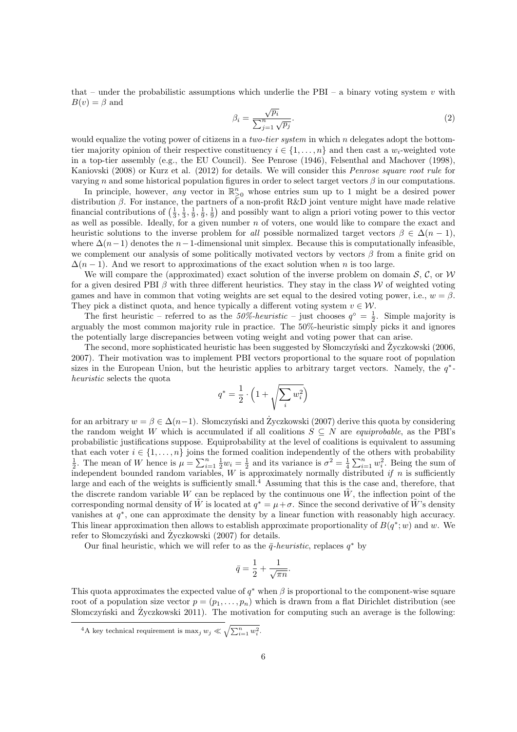that – under the probabilistic assumptions which underlie the PBI – a binary voting system $v$ with $B(v) = \beta$ and

$$\beta_i = \frac{\sqrt{p_i}}{\sum_{j=1}^n \sqrt{p_j}}. \tag{2}$$

would equalize the voting power of citizens in a *two-tier system* in which $n$ delegates adopt the bottom-tier majority opinion of their respective constituency $i \in \{1, \ldots, n\}$ and then cast a $w_i$-weighted vote in a top-tier assembly (e.g., the EU Council). See Penrose (1946), Felsenthal and Machover (1998), Kaniovski (2008) or Kurz et al. (2012) for details. We will consider this *Penrose square root rule* for varying $n$ and some historical population figures in order to select target vectors $\beta$ in our computations.

In principle, however, *any* vector in $\mathbb{R}^n_{\geq 0}$ whose entries sum up to 1 might be a desired power distribution $\beta$. For instance, the partners of a non-profit R&D joint venture might have made relative financial contributions of $\left(\frac{1}{3}, \frac{1}{3}, \frac{1}{9}, \frac{1}{9}, \frac{1}{9}\right)$ and possibly want to align a priori voting power to this vector as well as possible. Ideally, for a given number $n$ of voters, one would like to compare the exact and heuristic solutions to the inverse problem for *all* possible normalized target vectors $\beta \in \Delta(n-1)$, where $\Delta(n-1)$ denotes the $n-1$-dimensional unit simplex. Because this is computationally infeasible, we complement our analysis of some politically motivated vectors by vectors $\beta$ from a finite grid on $\Delta(n-1)$. And we resort to approximations of the exact solution when $n$ is too large.

We will compare the (approximated) exact solution of the inverse problem on domain $\mathcal{S}$, $\mathcal{C}$, or $\mathcal{W}$ for a given desired PBI $\beta$ with three different heuristics. They stay in the class $\mathcal{W}$ of weighted voting games and have in common that voting weights are set equal to the desired voting power, i.e., $w = \beta$. They pick a distinct quota, and hence typically a different voting system $v \in \mathcal{W}$.

The first heuristic – referred to as the *50%-heuristic* – just chooses $q^\circ = \frac{1}{2}$. Simple majority is arguably the most common majority rule in practice. The 50%-heuristic simply picks it and ignores the potentially large discrepancies between voting weight and voting power that can arise.

The second, more sophisticated heuristic has been suggested by Słomczyński and Życzkowski (2006, 2007). Their motivation was to implement PBI vectors proportional to the square root of population sizes in the European Union, but the heuristic applies to arbitrary target vectors. Namely, the *$q^*$-heuristic* selects the quota

$$q^* = \frac{1}{2} \cdot \left(1 + \sqrt{\sum_i w_i^2}\right)$$

for an arbitrary $w = \beta \in \Delta(n-1)$. Słomczyński and Życzkowski (2007) derive this quota by considering the random weight $W$ which is accumulated if all coalitions $S \subseteq N$ are *equiprobable*, as the PBI's probabilistic justifications suppose. Equiprobability at the level of coalitions is equivalent to assuming that each voter $i \in \{1, \ldots, n\}$ joins the formed coalition independently of the others with probability $\frac{1}{2}$. The mean of $W$ hence is $\mu = \sum_{i=1}^n \frac{1}{2} w_i = \frac{1}{2}$ and its variance is $\sigma^2 = \frac{1}{4} \sum_{i=1}^n w_i^2$. Being the sum of independent bounded random variables, $W$ is approximately normally distributed *if* $n$ is sufficiently large and each of the weights is sufficiently small.[4] Assuming that this is the case and, therefore, that the discrete random variable $W$ can be replaced by the continuous one $\tilde{W}$, the inflection point of the corresponding normal density of $\tilde{W}$ is located at $q^* = \mu + \sigma$. Since the second derivative of $\tilde{W}$'s density vanishes at $q^*$, one can approximate the density by a linear function with reasonably high accuracy. This linear approximation then allows to establish approximate proportionality of $B(q^*; w)$ and $w$. We refer to Słomczyński and Życzkowski (2007) for details.

Our final heuristic, which we will refer to as the *$\bar{q}$-heuristic*, replaces $q^*$ by

$$\bar{q} = \frac{1}{2} + \frac{1}{\sqrt{\pi n}}.$$

This quota approximates the expected value of $q^*$ when $\beta$ is proportional to the component-wise square root of a population size vector $p = (p_1, \ldots, p_n)$ which is drawn from a flat Dirichlet distribution (see Słomczyński and Życzkowski 2011). The motivation for computing such an average is the following:

[4] A key technical requirement is $\max_j w_j \ll \sqrt{\sum_{i=1}^n w_i^2}$.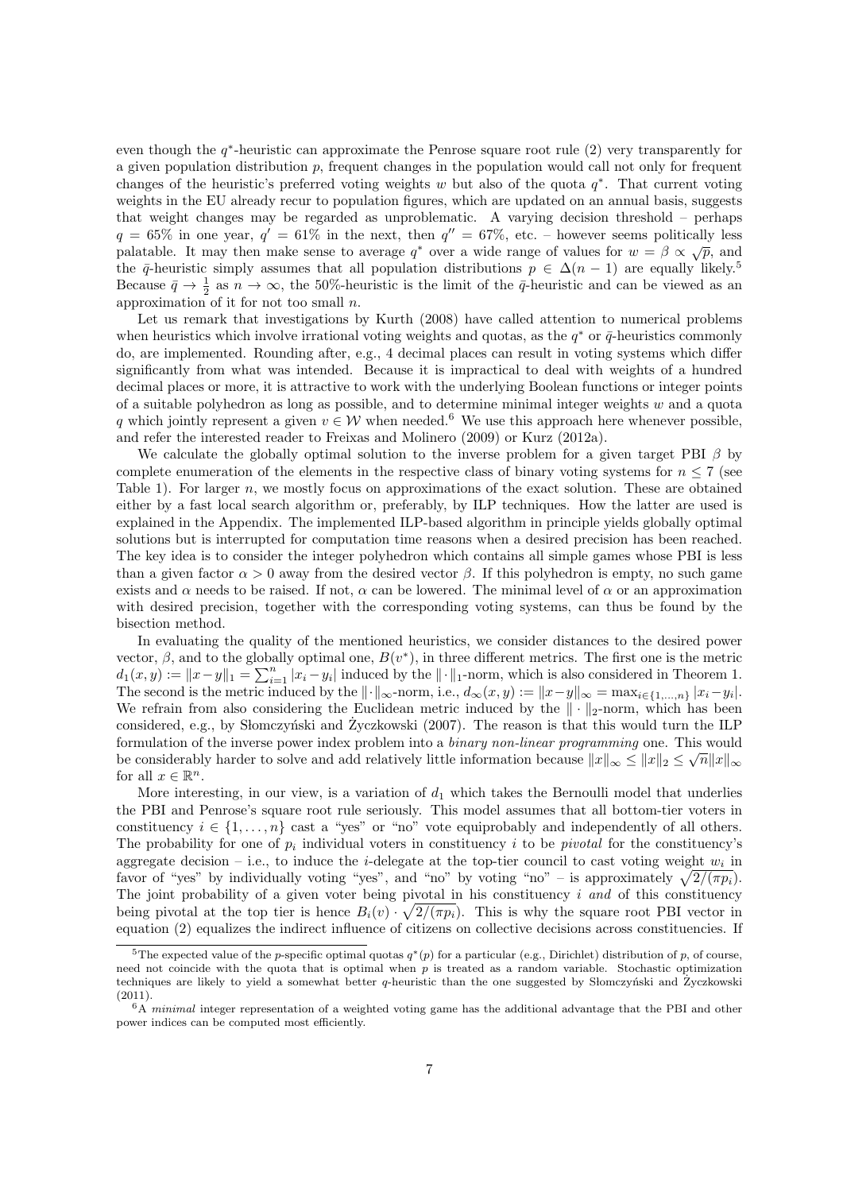even though the $q^*$-heuristic can approximate the Penrose square root rule (2) very transparently for a given population distribution $p$, frequent changes in the population would call not only for frequent changes of the heuristic's preferred voting weights $w$ but also of the quota $q^*$. That current voting weights in the EU already recur to population figures, which are updated on an annual basis, suggests that weight changes may be regarded as unproblematic. A varying decision threshold – perhaps $q = 65\%$ in one year, $q' = 61\%$ in the next, then $q'' = 67\%$, etc. – however seems politically less palatable. It may then make sense to average $q^*$ over a wide range of values for $w = \beta \propto \sqrt{p}$, and the $\bar{q}$-heuristic simply assumes that all population distributions $p \in \Delta(n-1)$ are equally likely.[5] Because $\bar{q} \to \frac{1}{2}$ as $n \to \infty$, the 50%-heuristic is the limit of the $\bar{q}$-heuristic and can be viewed as an approximation of it for not too small $n$.

Let us remark that investigations by Kurth (2008) have called attention to numerical problems when heuristics which involve irrational voting weights and quotas, as the $q^*$ or $\bar{q}$-heuristics commonly do, are implemented. Rounding after, e.g., 4 decimal places can result in voting systems which differ significantly from what was intended. Because it is impractical to deal with weights of a hundred decimal places or more, it is attractive to work with the underlying Boolean functions or integer points of a suitable polyhedron as long as possible, and to determine minimal integer weights $w$ and a quota $q$ which jointly represent a given $v \in \mathcal{W}$ when needed.[6] We use this approach here whenever possible, and refer the interested reader to Freixas and Molinero (2009) or Kurz (2012a).

We calculate the globally optimal solution to the inverse problem for a given target PBI $\beta$ by complete enumeration of the elements in the respective class of binary voting systems for $n \leq 7$ (see Table 1). For larger $n$, we mostly focus on approximations of the exact solution. These are obtained either by a fast local search algorithm or, preferably, by ILP techniques. How the latter are used is explained in the Appendix. The implemented ILP-based algorithm in principle yields globally optimal solutions but is interrupted for computation time reasons when a desired precision has been reached. The key idea is to consider the integer polyhedron which contains all simple games whose PBI is less than a given factor $\alpha > 0$ away from the desired vector $\beta$. If this polyhedron is empty, no such game exists and $\alpha$ needs to be raised. If not, $\alpha$ can be lowered. The minimal level of $\alpha$ or an approximation with desired precision, together with the corresponding voting systems, can thus be found by the bisection method.

In evaluating the quality of the mentioned heuristics, we consider distances to the desired power vector, $\beta$, and to the globally optimal one, $B(v^*)$, in three different metrics. The first one is the metric $d_1(x, y) := \|x - y\|_1 = \sum_{i=1}^{n} |x_i - y_i|$ induced by the $\|\cdot\|_1$-norm, which is also considered in Theorem 1. The second is the metric induced by the $\|\cdot\|_\infty$-norm, i.e., $d_\infty(x, y) := \|x - y\|_\infty = \max_{i \in \{1,\ldots,n\}} |x_i - y_i|$. We refrain from also considering the Euclidean metric induced by the $\|\cdot\|_2$-norm, which has been considered, e.g., by Słomczyński and Życzkowski (2007). The reason is that this would turn the ILP formulation of the inverse power index problem into a *binary non-linear programming* one. This would be considerably harder to solve and add relatively little information because $\|x\|_\infty \leq \|x\|_2 \leq \sqrt{n}\|x\|_\infty$ for all $x \in \mathbb{R}^n$.

More interesting, in our view, is a variation of $d_1$ which takes the Bernoulli model that underlies the PBI and Penrose's square root rule seriously. This model assumes that all bottom-tier voters in constituency $i \in \{1, \ldots, n\}$ cast a "yes" or "no" vote equiprobably and independently of all others. The probability for one of $p_i$ individual voters in constituency $i$ to be *pivotal* for the constituency's aggregate decision – i.e., to induce the $i$-delegate at the top-tier council to cast voting weight $w_i$ in favor of "yes" by individually voting "yes", and "no" by voting "no" – is approximately $\sqrt{2/(\pi p_i)}$. The joint probability of a given voter being pivotal in his constituency $i$ *and* of this constituency being pivotal at the top tier is hence $B_i(v) \cdot \sqrt{2/(\pi p_i)}$. This is why the square root PBI vector in equation (2) equalizes the indirect influence of citizens on collective decisions across constituencies. If

[5] The expected value of the $p$-specific optimal quotas $q^*(p)$ for a particular (e.g., Dirichlet) distribution of $p$, of course, need not coincide with the quota that is optimal when $p$ is treated as a random variable. Stochastic optimization techniques are likely to yield a somewhat better $q$-heuristic than the one suggested by Słomczyński and Życzkowski (2011).

[6] A *minimal* integer representation of a weighted voting game has the additional advantage that the PBI and other power indices can be computed most efficiently.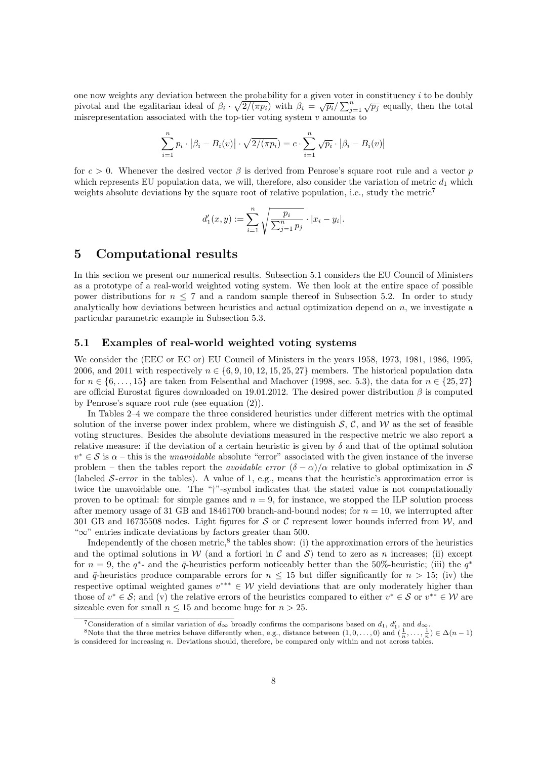one now weights any deviation between the probability for a given voter in constituency $i$ to be doubly pivotal and the egalitarian ideal of $\beta_i \cdot \sqrt{2/(\pi p_i)}$ with $\beta_i = \sqrt{p_i}/\sum_{j=1}^{n}\sqrt{p_j}$ equally, then the total misrepresentation associated with the top-tier voting system $v$ amounts to

$$\sum_{i=1}^{n} p_i \cdot \left|\beta_i - B_i(v)\right| \cdot \sqrt{2/(\pi p_i)} = c \cdot \sum_{i=1}^{n} \sqrt{p_i} \cdot \left|\beta_i - B_i(v)\right|$$

for $c > 0$. Whenever the desired vector $\beta$ is derived from Penrose's square root rule and a vector $p$ which represents EU population data, we will, therefore, also consider the variation of metric $d_1$ which weights absolute deviations by the square root of relative population, i.e., study the metric[7]

$$d_1'(x, y) := \sum_{i=1}^{n} \sqrt{\frac{p_i}{\sum_{j=1}^{n} p_j}} \cdot |x_i - y_i|.$$

# 5 Computational results

In this section we present our numerical results. Subsection 5.1 considers the EU Council of Ministers as a prototype of a real-world weighted voting system. We then look at the entire space of possible power distributions for $n \leq 7$ and a random sample thereof in Subsection 5.2. In order to study analytically how deviations between heuristics and actual optimization depend on $n$, we investigate a particular parametric example in Subsection 5.3.

## 5.1 Examples of real-world weighted voting systems

We consider the (EEC or EC or) EU Council of Ministers in the years 1958, 1973, 1981, 1986, 1995, 2006, and 2011 with respectively $n \in \{6, 9, 10, 12, 15, 25, 27\}$ members. The historical population data for $n \in \{6, \ldots, 15\}$ are taken from Felsenthal and Machover (1998, sec. 5.3), the data for $n \in \{25, 27\}$ are official Eurostat figures downloaded on 19.01.2012. The desired power distribution $\beta$ is computed by Penrose's square root rule (see equation (2)).

In Tables 2–4 we compare the three considered heuristics under different metrics with the optimal solution of the inverse power index problem, where we distinguish $\mathcal{S}$, $\mathcal{C}$, and $\mathcal{W}$ as the set of feasible voting structures. Besides the absolute deviations measured in the respective metric we also report a relative measure: if the deviation of a certain heuristic is given by $\delta$ and that of the optimal solution $v^* \in \mathcal{S}$ is $\alpha$ – this is the *unavoidable* absolute "error" associated with the given instance of the inverse problem – then the tables report the *avoidable error* $(\delta - \alpha)/\alpha$ relative to global optimization in $\mathcal{S}$ (labeled $\mathcal{S}$*-error* in the tables). A value of 1, e.g., means that the heuristic's approximation error is twice the unavoidable one. The "†"-symbol indicates that the stated value is not computationally proven to be optimal: for simple games and $n = 9$, for instance, we stopped the ILP solution process after memory usage of 31 GB and 18461700 branch-and-bound nodes; for $n = 10$, we interrupted after 301 GB and 16735508 nodes. Light figures for $\mathcal{S}$ or $\mathcal{C}$ represent lower bounds inferred from $\mathcal{W}$, and "$\infty$" entries indicate deviations by factors greater than 500.

Independently of the chosen metric,[8] the tables show: (i) the approximation errors of the heuristics and the optimal solutions in $\mathcal{W}$ (and a fortiori in $\mathcal{C}$ and $\mathcal{S}$) tend to zero as $n$ increases; (ii) except for $n = 9$, the $q^*$- and the $\bar{q}$-heuristics perform noticeably better than the 50%-heuristic; (iii) the $q^*$ and $\bar{q}$-heuristics produce comparable errors for $n \leq 15$ but differ significantly for $n > 15$; (iv) the respective optimal weighted games $v^{***} \in \mathcal{W}$ yield deviations that are only moderately higher than those of $v^* \in \mathcal{S}$; and (v) the relative errors of the heuristics compared to either $v^* \in \mathcal{S}$ or $v^{**} \in \mathcal{W}$ are sizeable even for small $n \leq 15$ and become huge for $n > 25$.

[7]Consideration of a similar variation of $d_\infty$ broadly confirms the comparisons based on $d_1$, $d_1'$, and $d_\infty$.

[8]Note that the three metrics behave differently when, e.g., distance between $(1, 0, \ldots, 0)$ and $(\frac{1}{n}, \ldots, \frac{1}{n}) \in \Delta(n-1)$ is considered for increasing $n$. Deviations should, therefore, be compared only within and not across tables.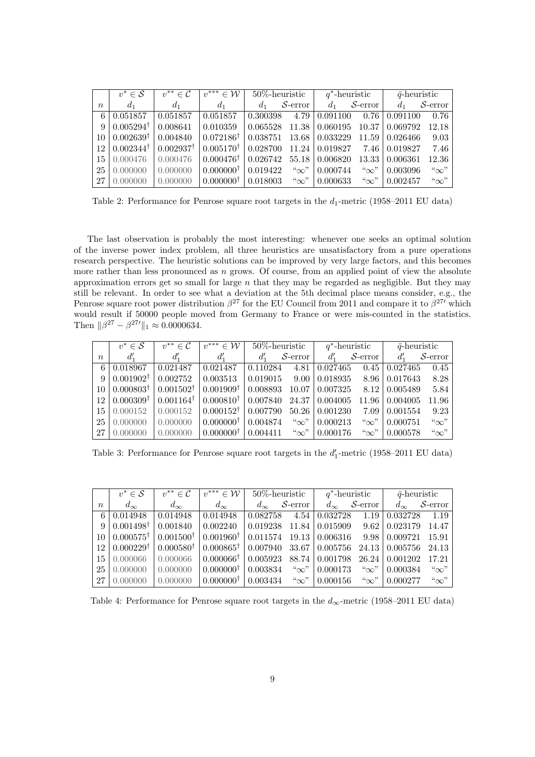| | $v^* \in \mathcal{S}$ | $v^{**} \in \mathcal{C}$ | $v^{***} \in \mathcal{W}$ | 50%-heuristic | | $q^*$-heuristic | | $\bar{q}$-heuristic | |
|---|---|---|---|---|---|---|---|---|---|
| $n$ | $d_1$ | $d_1$ | $d_1$ | $d_1$ | $\mathcal{S}$-error | $d_1$ | $\mathcal{S}$-error | $d_1$ | $\mathcal{S}$-error |
| 6 | 0.051857 | 0.051857 | 0.051857 | 0.300398 | 4.79 | 0.091100 | 0.76 | 0.091100 | 0.76 |
| 9 | $0.005294^\dagger$ | 0.008641 | 0.010359 | 0.065528 | 11.38 | 0.060195 | 10.37 | 0.069792 | 12.18 |
| 10 | $0.002639^\dagger$ | 0.004840 | $0.072186^\dagger$ | 0.038751 | 13.68 | 0.033229 | 11.59 | 0.026466 | 9.03 |
| 12 | $0.002344^\dagger$ | $0.002937^\dagger$ | $0.005170^\dagger$ | 0.028700 | 11.24 | 0.019827 | 7.46 | 0.019827 | 7.46 |
| 15 | 0.000476 | 0.000476 | $0.000476^\dagger$ | 0.026742 | 55.18 | 0.006820 | 13.33 | 0.006361 | 12.36 |
| 25 | 0.000000 | 0.000000 | $0.000000^\dagger$ | 0.019422 | "$\infty$" | 0.000744 | "$\infty$" | 0.003096 | "$\infty$" |
| 27 | 0.000000 | 0.000000 | $0.000000^\dagger$ | 0.018003 | "$\infty$" | 0.000633 | "$\infty$" | 0.002457 | "$\infty$" |

Table 2: Performance for Penrose square root targets in the $d_1$-metric (1958–2011 EU data)

The last observation is probably the most interesting: whenever one seeks an optimal solution of the inverse power index problem, all three heuristics are unsatisfactory from a pure operations research perspective. The heuristic solutions can be improved by very large factors, and this becomes more rather than less pronounced as $n$ grows. Of course, from an applied point of view the absolute approximation errors get so small for large $n$ that they may be regarded as negligible. But they may still be relevant. In order to see what a deviation at the 5th decimal place means consider, e.g., the Penrose square root power distribution $\beta^{27}$ for the EU Council from 2011 and compare it to $\beta^{27\prime}$ which would result if 50000 people moved from Germany to France or were mis-counted in the statistics. Then $\|\beta^{27} - \beta^{27\prime}\|_1 \approx 0.0000634$.

| | $v^* \in \mathcal{S}$ | $v^{**} \in \mathcal{C}$ | $v^{***} \in \mathcal{W}$ | 50%-heuristic | | $q^*$-heuristic | | $\bar{q}$-heuristic | |
|---|---|---|---|---|---|---|---|---|---|
| $n$ | $d_1'$ | $d_1'$ | $d_1'$ | $d_1'$ | $\mathcal{S}$-error | $d_1'$ | $\mathcal{S}$-error | $d_1'$ | $\mathcal{S}$-error |
| 6 | 0.018967 | 0.021487 | 0.021487 | 0.110284 | 4.81 | 0.027465 | 0.45 | 0.027465 | 0.45 |
| 9 | $0.001902^\dagger$ | 0.002752 | 0.003513 | 0.019015 | 9.00 | 0.018935 | 8.96 | 0.017643 | 8.28 |
| 10 | $0.000803^\dagger$ | $0.001502^\dagger$ | $0.001909^\dagger$ | 0.008893 | 10.07 | 0.007325 | 8.12 | 0.005489 | 5.84 |
| 12 | $0.000309^\dagger$ | $0.001164^\dagger$ | $0.000810^\dagger$ | 0.007840 | 24.37 | 0.004005 | 11.96 | 0.004005 | 11.96 |
| 15 | 0.000152 | 0.000152 | $0.000152^\dagger$ | 0.007790 | 50.26 | 0.001230 | 7.09 | 0.001554 | 9.23 |
| 25 | 0.000000 | 0.000000 | $0.000000^\dagger$ | 0.004874 | "$\infty$" | 0.000213 | "$\infty$" | 0.000751 | "$\infty$" |
| 27 | 0.000000 | 0.000000 | $0.000000^\dagger$ | 0.004411 | "$\infty$" | 0.000176 | "$\infty$" | 0.000578 | "$\infty$" |

Table 3: Performance for Penrose square root targets in the $d_1'$-metric (1958–2011 EU data)

| | $v^* \in \mathcal{S}$ | $v^{**} \in \mathcal{C}$ | $v^{***} \in \mathcal{W}$ | 50%-heuristic | | $q^*$-heuristic | | $\bar{q}$-heuristic | |
|---|---|---|---|---|---|---|---|---|---|
| $n$ | $d_\infty$ | $d_\infty$ | $d_\infty$ | $d_\infty$ | $\mathcal{S}$-error | $d_\infty$ | $\mathcal{S}$-error | $d_\infty$ | $\mathcal{S}$-error |
| 6 | 0.014948 | 0.014948 | 0.014948 | 0.082758 | 4.54 | 0.032728 | 1.19 | 0.032728 | 1.19 |
| 9 | $0.001498^\dagger$ | 0.001840 | 0.002240 | 0.019238 | 11.84 | 0.015909 | 9.62 | 0.023179 | 14.47 |
| 10 | $0.000575^\dagger$ | $0.001500^\dagger$ | $0.001960^\dagger$ | 0.011574 | 19.13 | 0.006316 | 9.98 | 0.009721 | 15.91 |
| 12 | $0.000229^\dagger$ | $0.000580^\dagger$ | $0.000865^\dagger$ | 0.007940 | 33.67 | 0.005756 | 24.13 | 0.005756 | 24.13 |
| 15 | 0.000066 | 0.000066 | $0.000066^\dagger$ | 0.005923 | 88.74 | 0.001798 | 26.24 | 0.001202 | 17.21 |
| 25 | 0.000000 | 0.000000 | $0.000000^\dagger$ | 0.003834 | "$\infty$" | 0.000173 | "$\infty$" | 0.000384 | "$\infty$" |
| 27 | 0.000000 | 0.000000 | $0.000000^\dagger$ | 0.003434 | "$\infty$" | 0.000156 | "$\infty$" | 0.000277 | "$\infty$" |

Table 4: Performance for Penrose square root targets in the $d_\infty$-metric (1958–2011 EU data)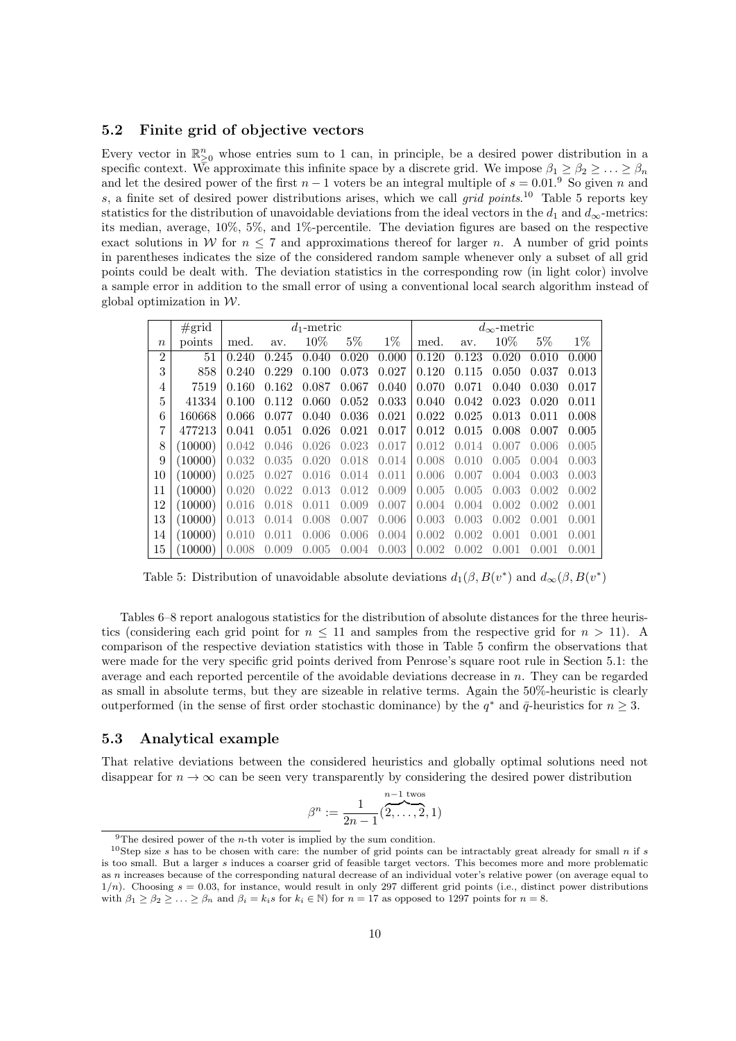### 5.2 Finite grid of objective vectors

Every vector in $\mathbb{R}^n_{\geq 0}$ whose entries sum to 1 can, in principle, be a desired power distribution in a specific context. We approximate this infinite space by a discrete grid. We impose $\beta_1 \geq \beta_2 \geq \ldots \geq \beta_n$ and let the desired power of the first $n-1$ voters be an integral multiple of $s = 0.01$.[9] So given $n$ and $s$, a finite set of desired power distributions arises, which we call *grid points*.[10] Table 5 reports key statistics for the distribution of unavoidable deviations from the ideal vectors in the $d_1$ and $d_\infty$-metrics: its median, average, 10%, 5%, and 1%-percentile. The deviation figures are based on the respective exact solutions in $\mathcal{W}$ for $n \leq 7$ and approximations thereof for larger $n$. A number of grid points in parentheses indicates the size of the considered random sample whenever only a subset of all grid points could be dealt with. The deviation statistics in the corresponding row (in light color) involve a sample error in addition to the small error of using a conventional local search algorithm instead of global optimization in $\mathcal{W}$.

|  | #grid | $d_1$-metric | | | | | $d_\infty$-metric | | | | |
|---|---|---|---|---|---|---|---|---|---|---|---|
| $n$ | points | med. | av. | 10% | 5% | 1% | med. | av. | 10% | 5% | 1% |
| 2 | 51 | 0.240 | 0.245 | 0.040 | 0.020 | 0.000 | 0.120 | 0.123 | 0.020 | 0.010 | 0.000 |
| 3 | 858 | 0.240 | 0.229 | 0.100 | 0.073 | 0.027 | 0.120 | 0.115 | 0.050 | 0.037 | 0.013 |
| 4 | 7519 | 0.160 | 0.162 | 0.087 | 0.067 | 0.040 | 0.070 | 0.071 | 0.040 | 0.030 | 0.017 |
| 5 | 41334 | 0.100 | 0.112 | 0.060 | 0.052 | 0.033 | 0.040 | 0.042 | 0.023 | 0.020 | 0.011 |
| 6 | 160668 | 0.066 | 0.077 | 0.040 | 0.036 | 0.021 | 0.022 | 0.025 | 0.013 | 0.011 | 0.008 |
| 7 | 477213 | 0.041 | 0.051 | 0.026 | 0.021 | 0.017 | 0.012 | 0.015 | 0.008 | 0.007 | 0.005 |
| 8 | (10000) | 0.042 | 0.046 | 0.026 | 0.023 | 0.017 | 0.012 | 0.014 | 0.007 | 0.006 | 0.005 |
| 9 | (10000) | 0.032 | 0.035 | 0.020 | 0.018 | 0.014 | 0.008 | 0.010 | 0.005 | 0.004 | 0.003 |
| 10 | (10000) | 0.025 | 0.027 | 0.016 | 0.014 | 0.011 | 0.006 | 0.007 | 0.004 | 0.003 | 0.003 |
| 11 | (10000) | 0.020 | 0.022 | 0.013 | 0.012 | 0.009 | 0.005 | 0.005 | 0.003 | 0.002 | 0.002 |
| 12 | (10000) | 0.016 | 0.018 | 0.011 | 0.009 | 0.007 | 0.004 | 0.004 | 0.002 | 0.002 | 0.001 |
| 13 | (10000) | 0.013 | 0.014 | 0.008 | 0.007 | 0.006 | 0.003 | 0.003 | 0.002 | 0.001 | 0.001 |
| 14 | (10000) | 0.010 | 0.011 | 0.006 | 0.006 | 0.004 | 0.002 | 0.002 | 0.001 | 0.001 | 0.001 |
| 15 | (10000) | 0.008 | 0.009 | 0.005 | 0.004 | 0.003 | 0.002 | 0.002 | 0.001 | 0.001 | 0.001 |

Table 5: Distribution of unavoidable absolute deviations $d_1(\beta, B(v^*))$ and $d_\infty(\beta, B(v^*))$

Tables 6–8 report analogous statistics for the distribution of absolute distances for the three heuristics (considering each grid point for $n \leq 11$ and samples from the respective grid for $n > 11$). A comparison of the respective deviation statistics with those in Table 5 confirm the observations that were made for the very specific grid points derived from Penrose's square root rule in Section 5.1: the average and each reported percentile of the avoidable deviations decrease in $n$. They can be regarded as small in absolute terms, but they are sizeable in relative terms. Again the 50%-heuristic is clearly outperformed (in the sense of first order stochastic dominance) by the $q^*$ and $\bar{q}$-heuristics for $n \geq 3$.

### 5.3 Analytical example

That relative deviations between the considered heuristics and globally optimal solutions need not disappear for $n \to \infty$ can be seen very transparently by considering the desired power distribution

$$\beta^n := \frac{1}{2n-1}(\overbrace{2, \ldots, 2}^{n-1 \text{ twos}}, 1)$$

[9] The desired power of the $n$-th voter is implied by the sum condition.

[10] Step size $s$ has to be chosen with care: the number of grid points can be intractably great already for small $n$ if $s$ is too small. But a larger $s$ induces a coarser grid of feasible target vectors. This becomes more and more problematic as $n$ increases because of the corresponding natural decrease of an individual voter's relative power (on average equal to $1/n$). Choosing $s = 0.03$, for instance, would result in only 297 different grid points (i.e., distinct power distributions with $\beta_1 \geq \beta_2 \geq \ldots \geq \beta_n$ and $\beta_i = k_i s$ for $k_i \in \mathbb{N}$) for $n = 17$ as opposed to 1297 points for $n = 8$.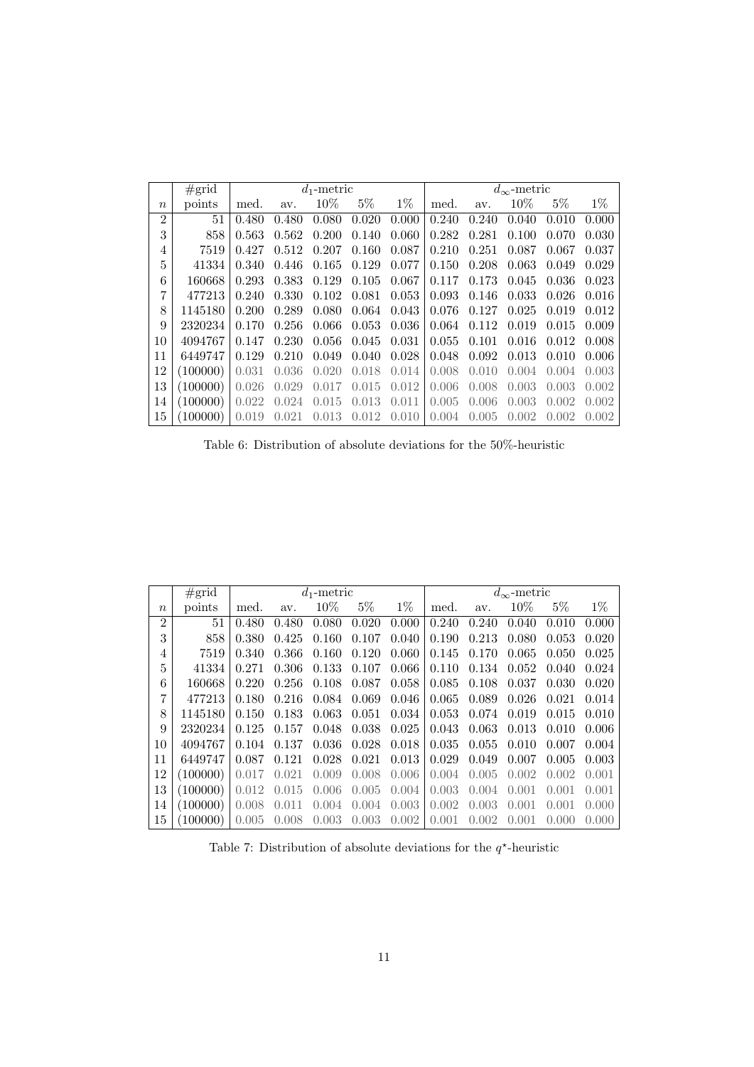| $n$ | #grid points | $d_1$-metric med. | av. | 10% | 5% | 1% | $d_\infty$-metric med. | av. | 10% | 5% | 1% |
|---|---|---|---|---|---|---|---|---|---|---|---|
| 2 | 51 | 0.480 | 0.480 | 0.080 | 0.020 | 0.000 | 0.240 | 0.240 | 0.040 | 0.010 | 0.000 |
| 3 | 858 | 0.563 | 0.562 | 0.200 | 0.140 | 0.060 | 0.282 | 0.281 | 0.100 | 0.070 | 0.030 |
| 4 | 7519 | 0.427 | 0.512 | 0.207 | 0.160 | 0.087 | 0.210 | 0.251 | 0.087 | 0.067 | 0.037 |
| 5 | 41334 | 0.340 | 0.446 | 0.165 | 0.129 | 0.077 | 0.150 | 0.208 | 0.063 | 0.049 | 0.029 |
| 6 | 160668 | 0.293 | 0.383 | 0.129 | 0.105 | 0.067 | 0.117 | 0.173 | 0.045 | 0.036 | 0.023 |
| 7 | 477213 | 0.240 | 0.330 | 0.102 | 0.081 | 0.053 | 0.093 | 0.146 | 0.033 | 0.026 | 0.016 |
| 8 | 1145180 | 0.200 | 0.289 | 0.080 | 0.064 | 0.043 | 0.076 | 0.127 | 0.025 | 0.019 | 0.012 |
| 9 | 2320234 | 0.170 | 0.256 | 0.066 | 0.053 | 0.036 | 0.064 | 0.112 | 0.019 | 0.015 | 0.009 |
| 10 | 4094767 | 0.147 | 0.230 | 0.056 | 0.045 | 0.031 | 0.055 | 0.101 | 0.016 | 0.012 | 0.008 |
| 11 | 6449747 | 0.129 | 0.210 | 0.049 | 0.040 | 0.028 | 0.048 | 0.092 | 0.013 | 0.010 | 0.006 |
| 12 | (100000) | 0.031 | 0.036 | 0.020 | 0.018 | 0.014 | 0.008 | 0.010 | 0.004 | 0.004 | 0.003 |
| 13 | (100000) | 0.026 | 0.029 | 0.017 | 0.015 | 0.012 | 0.006 | 0.008 | 0.003 | 0.003 | 0.002 |
| 14 | (100000) | 0.022 | 0.024 | 0.015 | 0.013 | 0.011 | 0.005 | 0.006 | 0.003 | 0.002 | 0.002 |
| 15 | (100000) | 0.019 | 0.021 | 0.013 | 0.012 | 0.010 | 0.004 | 0.005 | 0.002 | 0.002 | 0.002 |

Table 6: Distribution of absolute deviations for the 50%-heuristic

| $n$ | #grid points | $d_1$-metric med. | av. | 10% | 5% | 1% | $d_\infty$-metric med. | av. | 10% | 5% | 1% |
|---|---|---|---|---|---|---|---|---|---|---|---|
| 2 | 51 | 0.480 | 0.480 | 0.080 | 0.020 | 0.000 | 0.240 | 0.240 | 0.040 | 0.010 | 0.000 |
| 3 | 858 | 0.380 | 0.425 | 0.160 | 0.107 | 0.040 | 0.190 | 0.213 | 0.080 | 0.053 | 0.020 |
| 4 | 7519 | 0.340 | 0.366 | 0.160 | 0.120 | 0.060 | 0.145 | 0.170 | 0.065 | 0.050 | 0.025 |
| 5 | 41334 | 0.271 | 0.306 | 0.133 | 0.107 | 0.066 | 0.110 | 0.134 | 0.052 | 0.040 | 0.024 |
| 6 | 160668 | 0.220 | 0.256 | 0.108 | 0.087 | 0.058 | 0.085 | 0.108 | 0.037 | 0.030 | 0.020 |
| 7 | 477213 | 0.180 | 0.216 | 0.084 | 0.069 | 0.046 | 0.065 | 0.089 | 0.026 | 0.021 | 0.014 |
| 8 | 1145180 | 0.150 | 0.183 | 0.063 | 0.051 | 0.034 | 0.053 | 0.074 | 0.019 | 0.015 | 0.010 |
| 9 | 2320234 | 0.125 | 0.157 | 0.048 | 0.038 | 0.025 | 0.043 | 0.063 | 0.013 | 0.010 | 0.006 |
| 10 | 4094767 | 0.104 | 0.137 | 0.036 | 0.028 | 0.018 | 0.035 | 0.055 | 0.010 | 0.007 | 0.004 |
| 11 | 6449747 | 0.087 | 0.121 | 0.028 | 0.021 | 0.013 | 0.029 | 0.049 | 0.007 | 0.005 | 0.003 |
| 12 | (100000) | 0.017 | 0.021 | 0.009 | 0.008 | 0.006 | 0.004 | 0.005 | 0.002 | 0.002 | 0.001 |
| 13 | (100000) | 0.012 | 0.015 | 0.006 | 0.005 | 0.004 | 0.003 | 0.004 | 0.001 | 0.001 | 0.001 |
| 14 | (100000) | 0.008 | 0.011 | 0.004 | 0.004 | 0.003 | 0.002 | 0.003 | 0.001 | 0.001 | 0.000 |
| 15 | (100000) | 0.005 | 0.008 | 0.003 | 0.003 | 0.002 | 0.001 | 0.002 | 0.001 | 0.000 | 0.000 |

Table 7: Distribution of absolute deviations for the $q^\star$-heuristic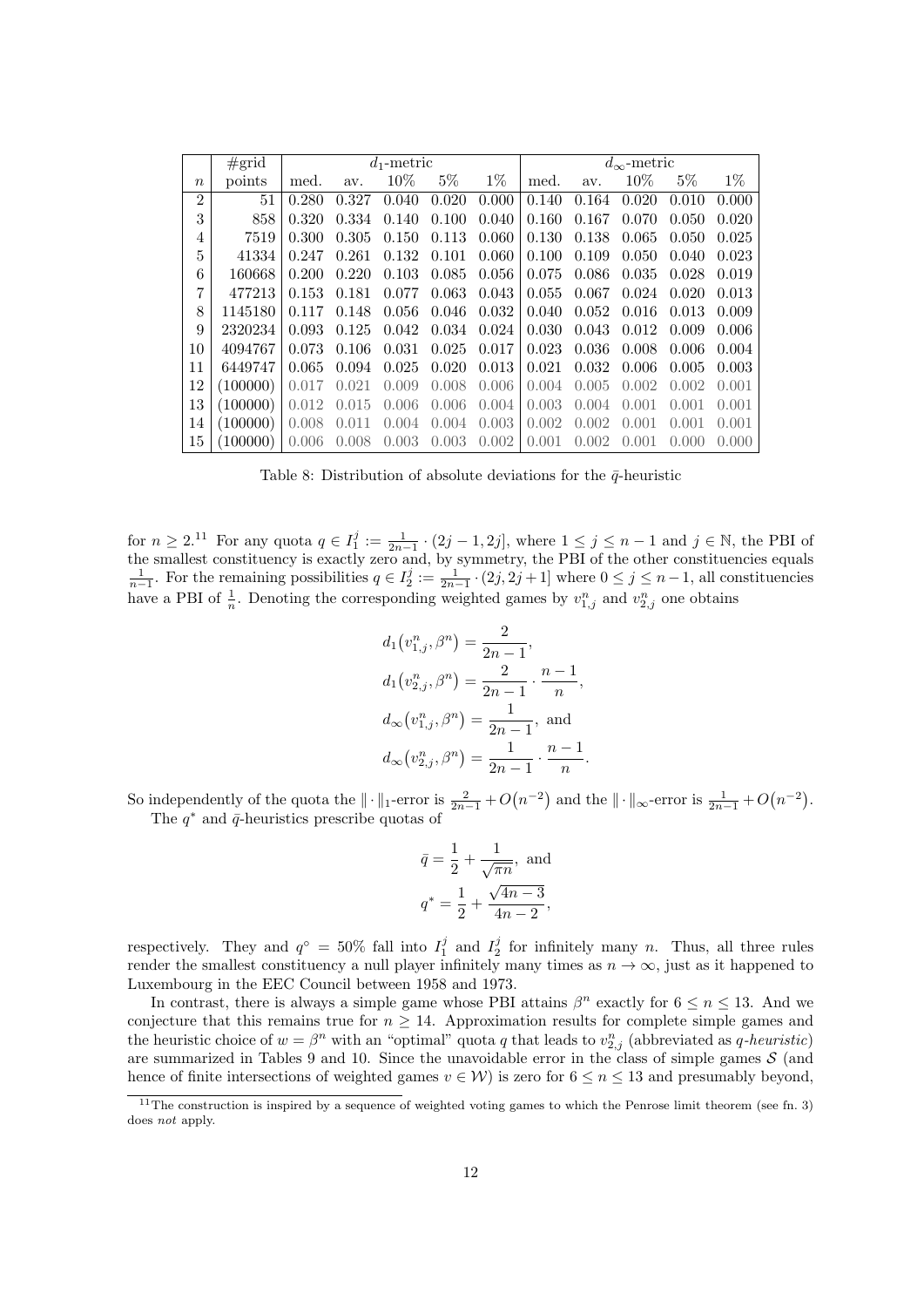|  | #grid | $d_1$-metric | | | | | $d_\infty$-metric | | | | |
|---|---|---|---|---|---|---|---|---|---|---|---|
| $n$ | points | med. | av. | 10% | 5% | 1% | med. | av. | 10% | 5% | 1% |
| 2 | 51 | 0.280 | 0.327 | 0.040 | 0.020 | 0.000 | 0.140 | 0.164 | 0.020 | 0.010 | 0.000 |
| 3 | 858 | 0.320 | 0.334 | 0.140 | 0.100 | 0.040 | 0.160 | 0.167 | 0.070 | 0.050 | 0.020 |
| 4 | 7519 | 0.300 | 0.305 | 0.150 | 0.113 | 0.060 | 0.130 | 0.138 | 0.065 | 0.050 | 0.025 |
| 5 | 41334 | 0.247 | 0.261 | 0.132 | 0.101 | 0.060 | 0.100 | 0.109 | 0.050 | 0.040 | 0.023 |
| 6 | 160668 | 0.200 | 0.220 | 0.103 | 0.085 | 0.056 | 0.075 | 0.086 | 0.035 | 0.028 | 0.019 |
| 7 | 477213 | 0.153 | 0.181 | 0.077 | 0.063 | 0.043 | 0.055 | 0.067 | 0.024 | 0.020 | 0.013 |
| 8 | 1145180 | 0.117 | 0.148 | 0.056 | 0.046 | 0.032 | 0.040 | 0.052 | 0.016 | 0.013 | 0.009 |
| 9 | 2320234 | 0.093 | 0.125 | 0.042 | 0.034 | 0.024 | 0.030 | 0.043 | 0.012 | 0.009 | 0.006 |
| 10 | 4094767 | 0.073 | 0.106 | 0.031 | 0.025 | 0.017 | 0.023 | 0.036 | 0.008 | 0.006 | 0.004 |
| 11 | 6449747 | 0.065 | 0.094 | 0.025 | 0.020 | 0.013 | 0.021 | 0.032 | 0.006 | 0.005 | 0.003 |
| 12 | (100000) | 0.017 | 0.021 | 0.009 | 0.008 | 0.006 | 0.004 | 0.005 | 0.002 | 0.002 | 0.001 |
| 13 | (100000) | 0.012 | 0.015 | 0.006 | 0.006 | 0.004 | 0.003 | 0.004 | 0.001 | 0.001 | 0.001 |
| 14 | (100000) | 0.008 | 0.011 | 0.004 | 0.004 | 0.003 | 0.002 | 0.002 | 0.001 | 0.001 | 0.001 |
| 15 | (100000) | 0.006 | 0.008 | 0.003 | 0.003 | 0.002 | 0.001 | 0.002 | 0.001 | 0.000 | 0.000 |

Table 8: Distribution of absolute deviations for the $\bar{q}$-heuristic

for $n \geq 2$.[11] For any quota $q \in I_1^j := \frac{1}{2n-1} \cdot (2j-1, 2j]$, where $1 \leq j \leq n-1$ and $j \in \mathbb{N}$, the PBI of the smallest constituency is exactly zero and, by symmetry, the PBI of the other constituencies equals $\frac{1}{n-1}$. For the remaining possibilities $q \in I_2^j := \frac{1}{2n-1} \cdot (2j, 2j+1]$ where $0 \leq j \leq n-1$, all constituencies have a PBI of $\frac{1}{n}$. Denoting the corresponding weighted games by $v_{1,j}^n$ and $v_{2,j}^n$ one obtains

$$
\begin{aligned}
d_1\big(v_{1,j}^n, \beta^n\big) &= \frac{2}{2n-1}, \\
d_1\big(v_{2,j}^n, \beta^n\big) &= \frac{2}{2n-1} \cdot \frac{n-1}{n}, \\
d_\infty\big(v_{1,j}^n, \beta^n\big) &= \frac{1}{2n-1}, \text{ and} \\
d_\infty\big(v_{2,j}^n, \beta^n\big) &= \frac{1}{2n-1} \cdot \frac{n-1}{n}.
\end{aligned}
$$

So independently of the quota the $\|\cdot\|_1$-error is $\frac{2}{2n-1} + O\big(n^{-2}\big)$ and the $\|\cdot\|_\infty$-error is $\frac{1}{2n-1} + O\big(n^{-2}\big)$.

The $q^*$ and $\bar{q}$-heuristics prescribe quotas of

$$
\begin{aligned}
\bar{q} &= \frac{1}{2} + \frac{1}{\sqrt{\pi n}}, \text{ and} \\
q^* &= \frac{1}{2} + \frac{\sqrt{4n-3}}{4n-2},
\end{aligned}
$$

respectively. They and $q^\circ = 50\%$ fall into $I_1^j$ and $I_2^j$ for infinitely many $n$. Thus, all three rules render the smallest constituency a null player infinitely many times as $n \to \infty$, just as it happened to Luxembourg in the EEC Council between 1958 and 1973.

In contrast, there is always a simple game whose PBI attains $\beta^n$ exactly for $6 \leq n \leq 13$. And we conjecture that this remains true for $n \geq 14$. Approximation results for complete simple games and the heuristic choice of $w = \beta^n$ with an "optimal" quota $q$ that leads to $v_{2,j}^n$ (abbreviated as *q-heuristic*) are summarized in Tables 9 and 10. Since the unavoidable error in the class of simple games $\mathcal{S}$ (and hence of finite intersections of weighted games $v \in \mathcal{W}$) is zero for $6 \leq n \leq 13$ and presumably beyond,

[11] The construction is inspired by a sequence of weighted voting games to which the Penrose limit theorem (see fn. 3) does *not* apply.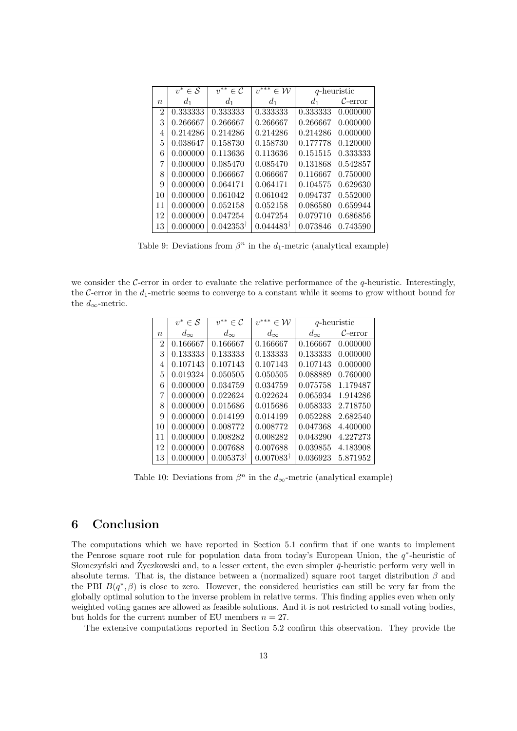|  | $v^* \in \mathcal{S}$ | $v^{**} \in \mathcal{C}$ | $v^{***} \in \mathcal{W}$ | $q$-heuristic | |
|---|---|---|---|---|---|
| $n$ | $d_1$ | $d_1$ | $d_1$ | $d_1$ | $\mathcal{C}$-error |
| 2 | 0.333333 | 0.333333 | 0.333333 | 0.333333 | 0.000000 |
| 3 | 0.266667 | 0.266667 | 0.266667 | 0.266667 | 0.000000 |
| 4 | 0.214286 | 0.214286 | 0.214286 | 0.214286 | 0.000000 |
| 5 | 0.038647 | 0.158730 | 0.158730 | 0.177778 | 0.120000 |
| 6 | 0.000000 | 0.113636 | 0.113636 | 0.151515 | 0.333333 |
| 7 | 0.000000 | 0.085470 | 0.085470 | 0.131868 | 0.542857 |
| 8 | 0.000000 | 0.066667 | 0.066667 | 0.116667 | 0.750000 |
| 9 | 0.000000 | 0.064171 | 0.064171 | 0.104575 | 0.629630 |
| 10 | 0.000000 | 0.061042 | 0.061042 | 0.094737 | 0.552000 |
| 11 | 0.000000 | 0.052158 | 0.052158 | 0.086580 | 0.659944 |
| 12 | 0.000000 | 0.047254 | 0.047254 | 0.079710 | 0.686856 |
| 13 | 0.000000 | $0.042353^{\dagger}$ | $0.044483^{\dagger}$ | 0.073846 | 0.743590 |

Table 9: Deviations from $\beta^n$ in the $d_1$-metric (analytical example)

we consider the $\mathcal{C}$-error in order to evaluate the relative performance of the $q$-heuristic. Interestingly, the $\mathcal{C}$-error in the $d_1$-metric seems to converge to a constant while it seems to grow without bound for the $d_\infty$-metric.

|  | $v^* \in \mathcal{S}$ | $v^{**} \in \mathcal{C}$ | $v^{***} \in \mathcal{W}$ | $q$-heuristic | |
|---|---|---|---|---|---|
| $n$ | $d_\infty$ | $d_\infty$ | $d_\infty$ | $d_\infty$ | $\mathcal{C}$-error |
| 2 | 0.166667 | 0.166667 | 0.166667 | 0.166667 | 0.000000 |
| 3 | 0.133333 | 0.133333 | 0.133333 | 0.133333 | 0.000000 |
| 4 | 0.107143 | 0.107143 | 0.107143 | 0.107143 | 0.000000 |
| 5 | 0.019324 | 0.050505 | 0.050505 | 0.088889 | 0.760000 |
| 6 | 0.000000 | 0.034759 | 0.034759 | 0.075758 | 1.179487 |
| 7 | 0.000000 | 0.022624 | 0.022624 | 0.065934 | 1.914286 |
| 8 | 0.000000 | 0.015686 | 0.015686 | 0.058333 | 2.718750 |
| 9 | 0.000000 | 0.014199 | 0.014199 | 0.052288 | 2.682540 |
| 10 | 0.000000 | 0.008772 | 0.008772 | 0.047368 | 4.400000 |
| 11 | 0.000000 | 0.008282 | 0.008282 | 0.043290 | 4.227273 |
| 12 | 0.000000 | 0.007688 | 0.007688 | 0.039855 | 4.183908 |
| 13 | 0.000000 | $0.005373^{\dagger}$ | $0.007083^{\dagger}$ | 0.036923 | 5.871952 |

Table 10: Deviations from $\beta^n$ in the $d_\infty$-metric (analytical example)

# 6 Conclusion

The computations which we have reported in Section 5.1 confirm that if one wants to implement the Penrose square root rule for population data from today's European Union, the $q^*$-heuristic of Słomczyński and Życzkowski and, to a lesser extent, the even simpler $\bar{q}$-heuristic perform very well in absolute terms. That is, the distance between a (normalized) square root target distribution $\beta$ and the PBI $B(q^*, \beta)$ is close to zero. However, the considered heuristics can still be very far from the globally optimal solution to the inverse problem in relative terms. This finding applies even when only weighted voting games are allowed as feasible solutions. And it is not restricted to small voting bodies, but holds for the current number of EU members $n = 27$.

The extensive computations reported in Section 5.2 confirm this observation. They provide the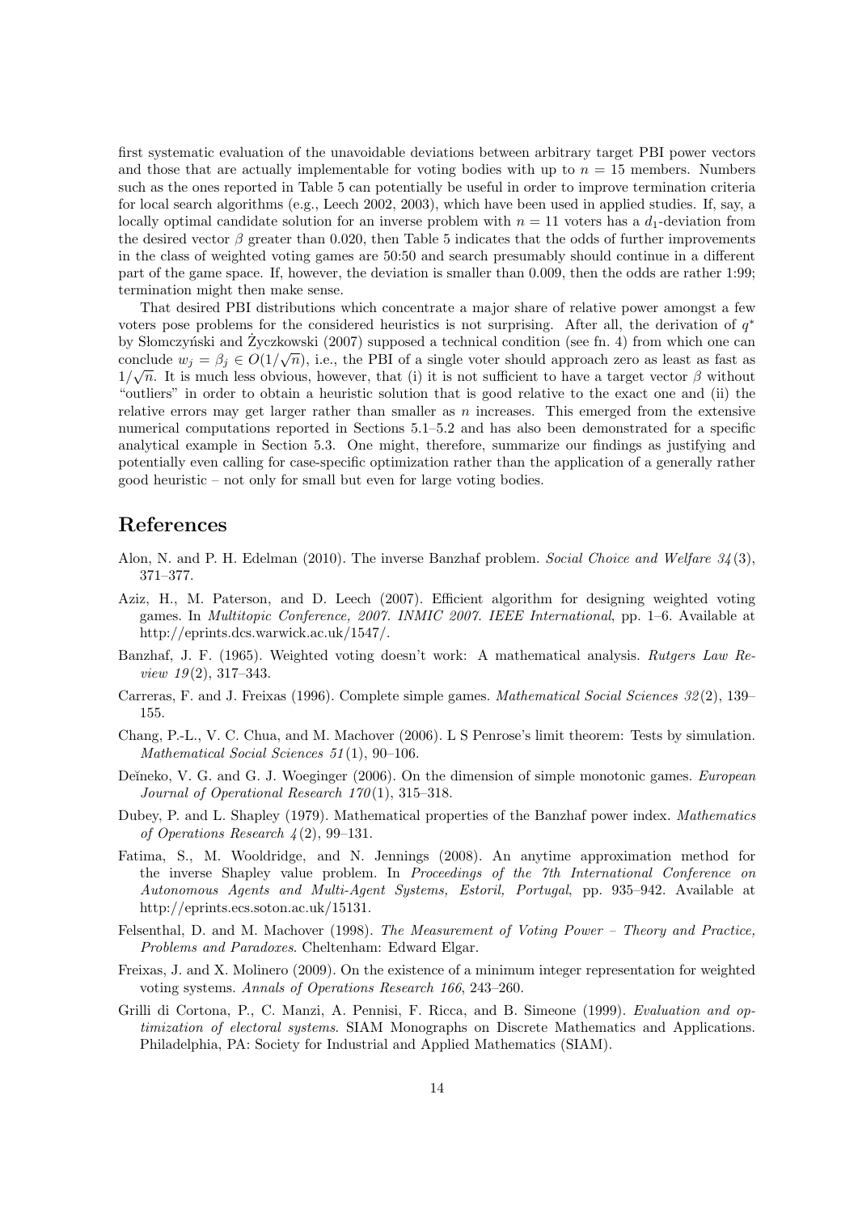first systematic evaluation of the unavoidable deviations between arbitrary target PBI power vectors and those that are actually implementable for voting bodies with up to $n = 15$ members. Numbers such as the ones reported in Table 5 can potentially be useful in order to improve termination criteria for local search algorithms (e.g., Leech 2002, 2003), which have been used in applied studies. If, say, a locally optimal candidate solution for an inverse problem with $n = 11$ voters has a $d_1$-deviation from the desired vector $\beta$ greater than 0.020, then Table 5 indicates that the odds of further improvements in the class of weighted voting games are 50:50 and search presumably should continue in a different part of the game space. If, however, the deviation is smaller than 0.009, then the odds are rather 1:99; termination might then make sense.

That desired PBI distributions which concentrate a major share of relative power amongst a few voters pose problems for the considered heuristics is not surprising. After all, the derivation of $q^*$ by Słomczyński and Życzkowski (2007) supposed a technical condition (see fn. 4) from which one can conclude $w_j = \beta_j \in O(1/\sqrt{n})$, i.e., the PBI of a single voter should approach zero as least as fast as $1/\sqrt{n}$. It is much less obvious, however, that (i) it is not sufficient to have a target vector $\beta$ without "outliers" in order to obtain a heuristic solution that is good relative to the exact one and (ii) the relative errors may get larger rather than smaller as $n$ increases. This emerged from the extensive numerical computations reported in Sections 5.1–5.2 and has also been demonstrated for a specific analytical example in Section 5.3. One might, therefore, summarize our findings as justifying and potentially even calling for case-specific optimization rather than the application of a generally rather good heuristic – not only for small but even for large voting bodies.

# References

Alon, N. and P. H. Edelman (2010). The inverse Banzhaf problem. *Social Choice and Welfare 34*(3), 371–377.

Aziz, H., M. Paterson, and D. Leech (2007). Efficient algorithm for designing weighted voting games. In *Multitopic Conference, 2007. INMIC 2007. IEEE International*, pp. 1–6. Available at http://eprints.dcs.warwick.ac.uk/1547/.

Banzhaf, J. F. (1965). Weighted voting doesn't work: A mathematical analysis. *Rutgers Law Review 19*(2), 317–343.

Carreras, F. and J. Freixas (1996). Complete simple games. *Mathematical Social Sciences 32*(2), 139–155.

Chang, P.-L., V. C. Chua, and M. Machover (2006). L S Penrose's limit theorem: Tests by simulation. *Mathematical Social Sciences 51*(1), 90–106.

Deĭneko, V. G. and G. J. Woeginger (2006). On the dimension of simple monotonic games. *European Journal of Operational Research 170*(1), 315–318.

Dubey, P. and L. Shapley (1979). Mathematical properties of the Banzhaf power index. *Mathematics of Operations Research 4*(2), 99–131.

Fatima, S., M. Wooldridge, and N. Jennings (2008). An anytime approximation method for the inverse Shapley value problem. In *Proceedings of the 7th International Conference on Autonomous Agents and Multi-Agent Systems, Estoril, Portugal*, pp. 935–942. Available at http://eprints.ecs.soton.ac.uk/15131.

Felsenthal, D. and M. Machover (1998). *The Measurement of Voting Power – Theory and Practice, Problems and Paradoxes*. Cheltenham: Edward Elgar.

Freixas, J. and X. Molinero (2009). On the existence of a minimum integer representation for weighted voting systems. *Annals of Operations Research 166*, 243–260.

Grilli di Cortona, P., C. Manzi, A. Pennisi, F. Ricca, and B. Simeone (1999). *Evaluation and optimization of electoral systems*. SIAM Monographs on Discrete Mathematics and Applications. Philadelphia, PA: Society for Industrial and Applied Mathematics (SIAM).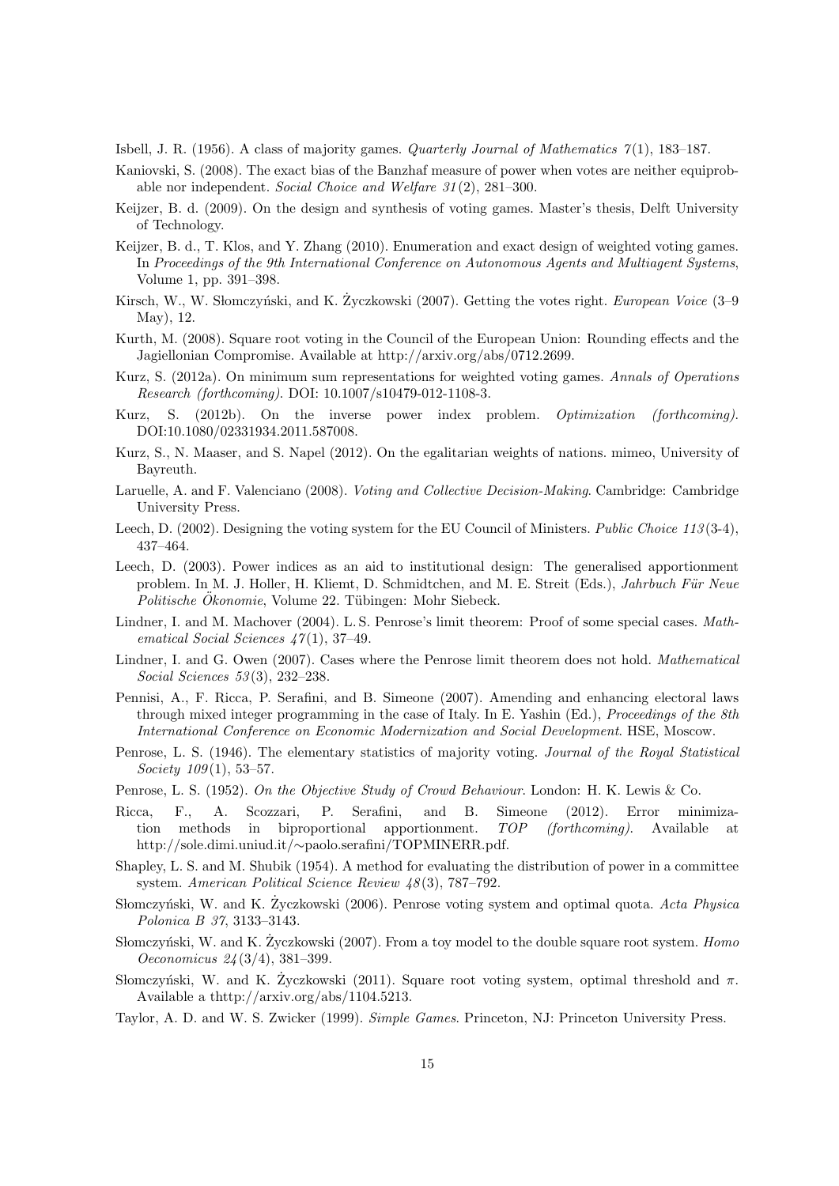Isbell, J. R. (1956). A class of majority games. *Quarterly Journal of Mathematics 7*(1), 183–187.

Kaniovski, S. (2008). The exact bias of the Banzhaf measure of power when votes are neither equiprobable nor independent. *Social Choice and Welfare 31*(2), 281–300.

Keijzer, B. d. (2009). On the design and synthesis of voting games. Master's thesis, Delft University of Technology.

Keijzer, B. d., T. Klos, and Y. Zhang (2010). Enumeration and exact design of weighted voting games. In *Proceedings of the 9th International Conference on Autonomous Agents and Multiagent Systems*, Volume 1, pp. 391–398.

Kirsch, W., W. Słomczyński, and K. Życzkowski (2007). Getting the votes right. *European Voice* (3–9 May), 12.

Kurth, M. (2008). Square root voting in the Council of the European Union: Rounding effects and the Jagiellonian Compromise. Available at http://arxiv.org/abs/0712.2699.

Kurz, S. (2012a). On minimum sum representations for weighted voting games. *Annals of Operations Research (forthcoming)*. DOI: 10.1007/s10479-012-1108-3.

Kurz, S. (2012b). On the inverse power index problem. *Optimization (forthcoming)*. DOI:10.1080/02331934.2011.587008.

Kurz, S., N. Maaser, and S. Napel (2012). On the egalitarian weights of nations. mimeo, University of Bayreuth.

Laruelle, A. and F. Valenciano (2008). *Voting and Collective Decision-Making*. Cambridge: Cambridge University Press.

Leech, D. (2002). Designing the voting system for the EU Council of Ministers. *Public Choice 113*(3-4), 437–464.

Leech, D. (2003). Power indices as an aid to institutional design: The generalised apportionment problem. In M. J. Holler, H. Kliemt, D. Schmidtchen, and M. E. Streit (Eds.), *Jahrbuch Für Neue Politische Ökonomie*, Volume 22. Tübingen: Mohr Siebeck.

Lindner, I. and M. Machover (2004). L. S. Penrose's limit theorem: Proof of some special cases. *Mathematical Social Sciences 47*(1), 37–49.

Lindner, I. and G. Owen (2007). Cases where the Penrose limit theorem does not hold. *Mathematical Social Sciences 53*(3), 232–238.

Pennisi, A., F. Ricca, P. Serafini, and B. Simeone (2007). Amending and enhancing electoral laws through mixed integer programming in the case of Italy. In E. Yashin (Ed.), *Proceedings of the 8th International Conference on Economic Modernization and Social Development*. HSE, Moscow.

Penrose, L. S. (1946). The elementary statistics of majority voting. *Journal of the Royal Statistical Society 109*(1), 53–57.

Penrose, L. S. (1952). *On the Objective Study of Crowd Behaviour*. London: H. K. Lewis & Co.

Ricca, F., A. Scozzari, P. Serafini, and B. Simeone (2012). Error minimization methods in biproportional apportionment. *TOP (forthcoming)*. Available at http://sole.dimi.uniud.it/∼paolo.serafini/TOPMINERR.pdf.

Shapley, L. S. and M. Shubik (1954). A method for evaluating the distribution of power in a committee system. *American Political Science Review 48*(3), 787–792.

Słomczyński, W. and K. Życzkowski (2006). Penrose voting system and optimal quota. *Acta Physica Polonica B 37*, 3133–3143.

Słomczyński, W. and K. Życzkowski (2007). From a toy model to the double square root system. *Homo Oeconomicus 24*(3/4), 381–399.

Słomczyński, W. and K. Życzkowski (2011). Square root voting system, optimal threshold and $\pi$. Available a thttp://arxiv.org/abs/1104.5213.

Taylor, A. D. and W. S. Zwicker (1999). *Simple Games*. Princeton, NJ: Princeton University Press.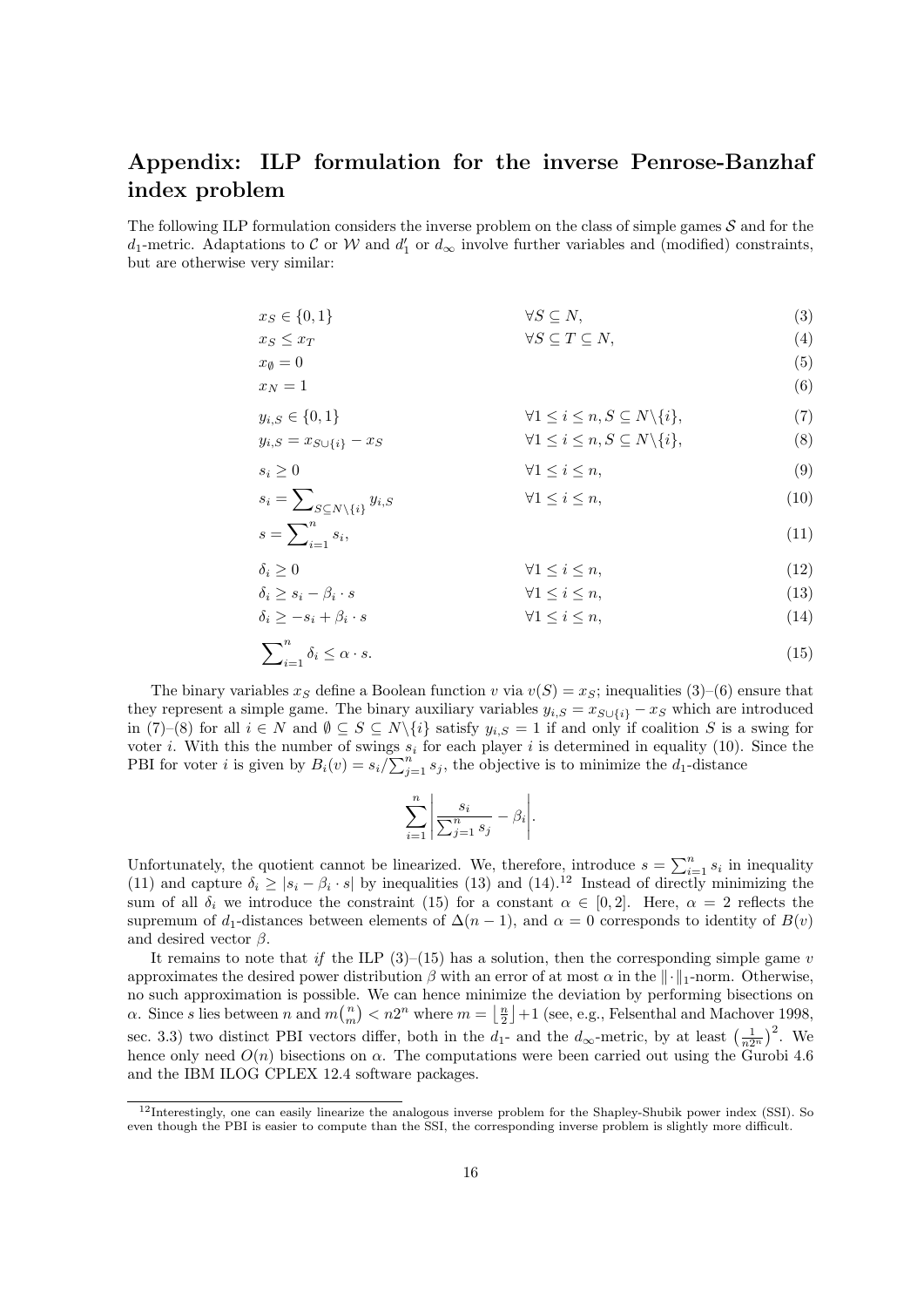## Appendix: ILP formulation for the inverse Penrose-Banzhaf index problem

The following ILP formulation considers the inverse problem on the class of simple games $\mathcal{S}$ and for the $d_1$-metric. Adaptations to $\mathcal{C}$ or $\mathcal{W}$ and $d_1'$ or $d_\infty$ involve further variables and (modified) constraints, but are otherwise very similar:

$$x_S \in \{0,1\} \qquad \forall S \subseteq N, \tag{3}$$

$$x_S \le x_T \qquad \forall S \subseteq T \subseteq N, \tag{4}$$

$$x_\emptyset = 0 \tag{5}$$

$$x_N = 1 \tag{6}$$

$$y_{i,S} \in \{0,1\} \qquad \forall 1 \le i \le n, S \subseteq N\backslash\{i\}, \tag{7}$$

$$y_{i,S} = x_{S\cup\{i\}} - x_S \qquad \forall 1 \le i \le n, S \subseteq N\backslash\{i\}, \tag{8}$$

$$s_i \ge 0 \qquad \forall 1 \le i \le n, \tag{9}$$

$$s_i = \sum\nolimits_{S\subseteq N\backslash\{i\}} y_{i,S} \qquad \forall 1 \le i \le n, \tag{10}$$

$$s = \sum\nolimits_{i=1}^{n} s_i, \tag{11}$$

$$\delta_i \ge 0 \qquad \forall 1 \le i \le n, \tag{12}$$

$$\delta_i \ge s_i - \beta_i \cdot s \qquad \forall 1 \le i \le n, \tag{13}$$

$$\delta_i \ge -s_i + \beta_i \cdot s \qquad \forall 1 \le i \le n, \tag{14}$$

$$\sum\nolimits_{i=1}^{n} \delta_i \le \alpha \cdot s. \tag{15}$$

The binary variables $x_S$ define a Boolean function $v$ via $v(S) = x_S$; inequalities (3)–(6) ensure that they represent a simple game. The binary auxiliary variables $y_{i,S} = x_{S\cup\{i\}} - x_S$ which are introduced in (7)–(8) for all $i \in N$ and $\emptyset \subseteq S \subseteq N\backslash\{i\}$ satisfy $y_{i,S} = 1$ if and only if coalition $S$ is a swing for voter $i$. With this the number of swings $s_i$ for each player $i$ is determined in equality (10). Since the PBI for voter $i$ is given by $B_i(v) = s_i / \sum_{j=1}^{n} s_j$, the objective is to minimize the $d_1$-distance

$$\sum_{i=1}^{n} \left| \frac{s_i}{\sum_{j=1}^{n} s_j} - \beta_i \right|.$$

Unfortunately, the quotient cannot be linearized. We, therefore, introduce $s = \sum_{i=1}^{n} s_i$ in inequality (11) and capture $\delta_i \ge |s_i - \beta_i \cdot s|$ by inequalities (13) and (14).[12] Instead of directly minimizing the sum of all $\delta_i$ we introduce the constraint (15) for a constant $\alpha \in [0,2]$. Here, $\alpha = 2$ reflects the supremum of $d_1$-distances between elements of $\Delta(n-1)$, and $\alpha = 0$ corresponds to identity of $B(v)$ and desired vector $\beta$.

It remains to note that *if* the ILP (3)–(15) has a solution, then the corresponding simple game $v$ approximates the desired power distribution $\beta$ with an error of at most $\alpha$ in the $\|\cdot\|_1$-norm. Otherwise, no such approximation is possible. We can hence minimize the deviation by performing bisections on $\alpha$. Since $s$ lies between $n$ and $m\binom{n}{m} < n2^n$ where $m = \left\lfloor \frac{n}{2} \right\rfloor + 1$ (see, e.g., Felsenthal and Machover 1998, sec. 3.3) two distinct PBI vectors differ, both in the $d_1$- and the $d_\infty$-metric, by at least $\left(\frac{1}{n2^n}\right)^2$. We hence only need $O(n)$ bisections on $\alpha$. The computations were been carried out using the Gurobi 4.6 and the IBM ILOG CPLEX 12.4 software packages.

[12] Interestingly, one can easily linearize the analogous inverse problem for the Shapley-Shubik power index (SSI). So even though the PBI is easier to compute than the SSI, the corresponding inverse problem is slightly more difficult.